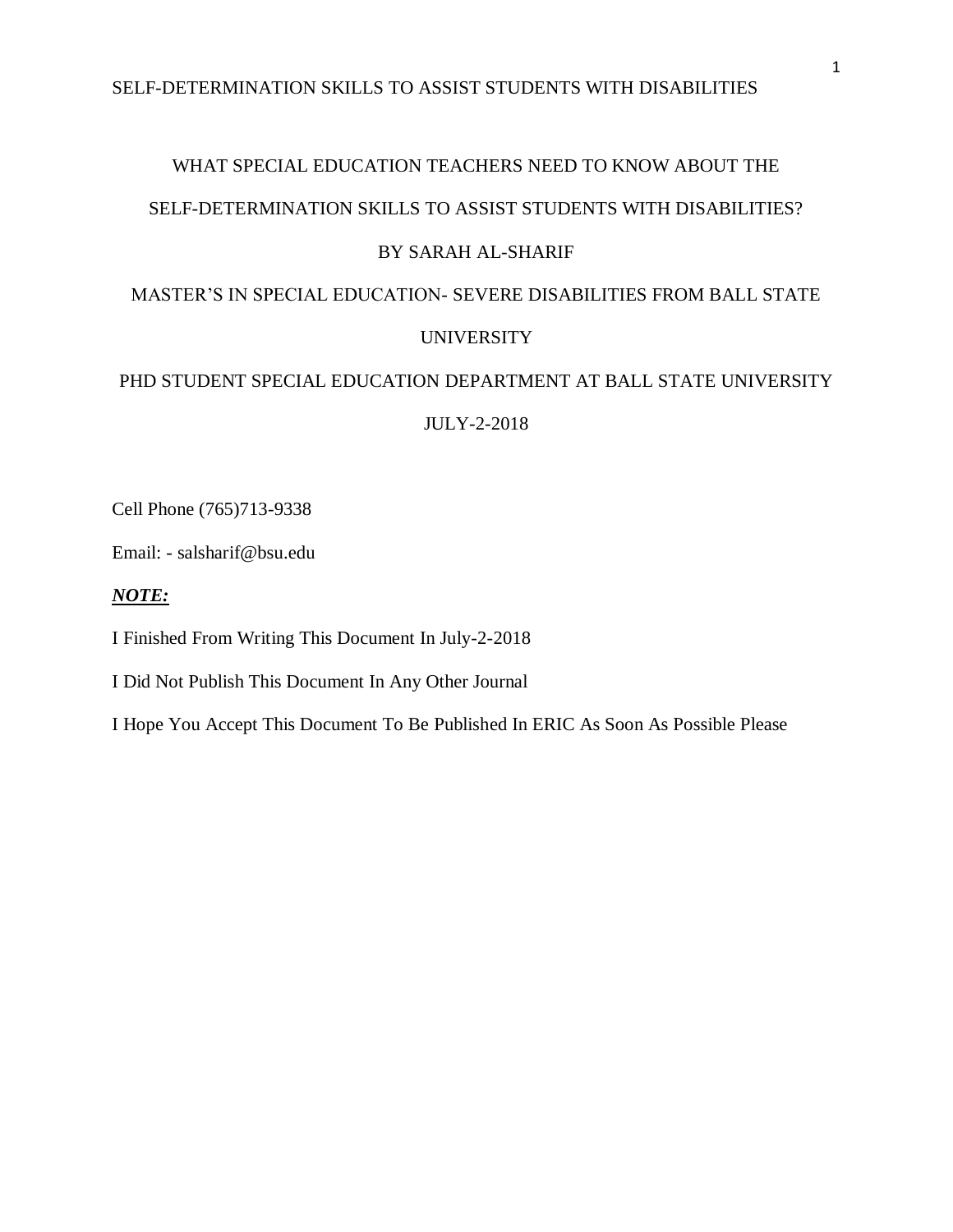# WHAT SPECIAL EDUCATION TEACHERS NEED TO KNOW ABOUT THE SELF-DETERMINATION SKILLS TO ASSIST STUDENTS WITH DISABILITIES?

BY SARAH AL-SHARIF

MASTER'S IN SPECIAL EDUCATION- SEVERE DISABILITIES FROM BALL STATE UNIVERSITY

PHD STUDENT SPECIAL EDUCATION DEPARTMENT AT BALL STATE UNIVERSITY

JULY-2-2018

Cell Phone (765)713-9338

Email: - salsharif@bsu.edu

***NOTE:***

I Finished From Writing This Document In July-2-2018

I Did Not Publish This Document In Any Other Journal

I Hope You Accept This Document To Be Published In ERIC As Soon As Possible Please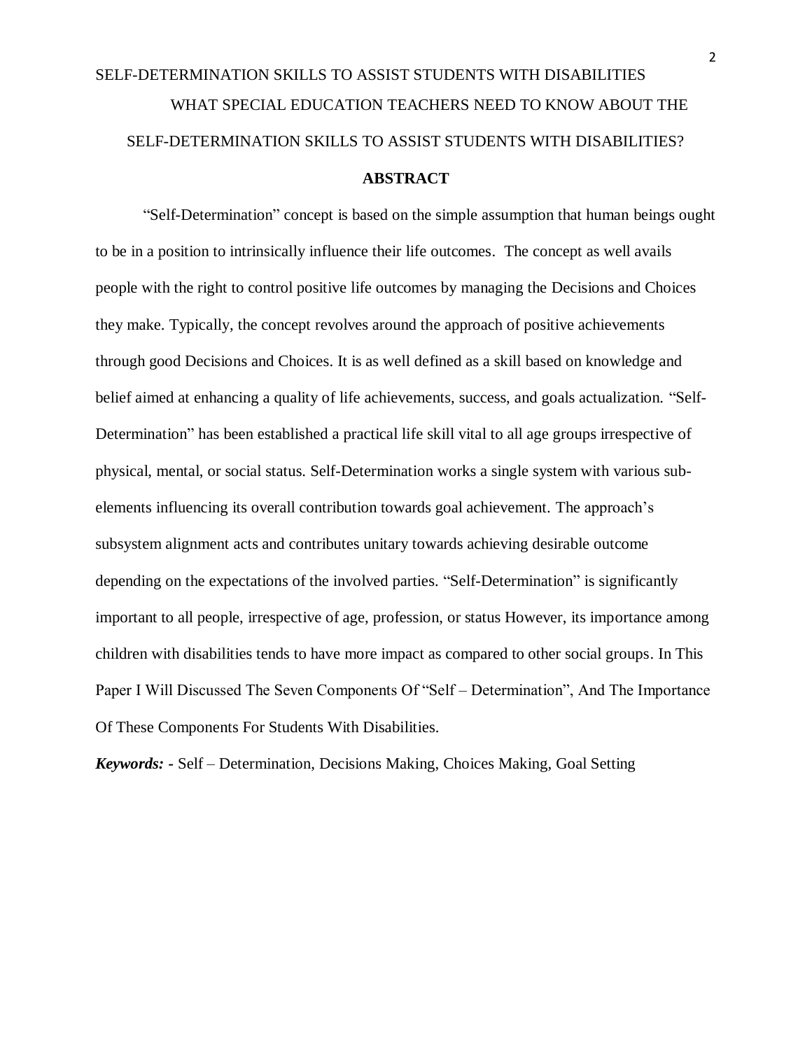WHAT SPECIAL EDUCATION TEACHERS NEED TO KNOW ABOUT THE SELF-DETERMINATION SKILLS TO ASSIST STUDENTS WITH DISABILITIES?

## ABSTRACT

"Self-Determination" concept is based on the simple assumption that human beings ought to be in a position to intrinsically influence their life outcomes. The concept as well avails people with the right to control positive life outcomes by managing the Decisions and Choices they make. Typically, the concept revolves around the approach of positive achievements through good Decisions and Choices. It is as well defined as a skill based on knowledge and belief aimed at enhancing a quality of life achievements, success, and goals actualization. "Self-Determination" has been established a practical life skill vital to all age groups irrespective of physical, mental, or social status. Self-Determination works a single system with various sub-elements influencing its overall contribution towards goal achievement. The approach's subsystem alignment acts and contributes unitary towards achieving desirable outcome depending on the expectations of the involved parties. "Self-Determination" is significantly important to all people, irrespective of age, profession, or status However, its importance among children with disabilities tends to have more impact as compared to other social groups. In This Paper I Will Discussed The Seven Components Of "Self – Determination", And The Importance Of These Components For Students With Disabilities.

***Keywords: -*** Self – Determination, Decisions Making, Choices Making, Goal Setting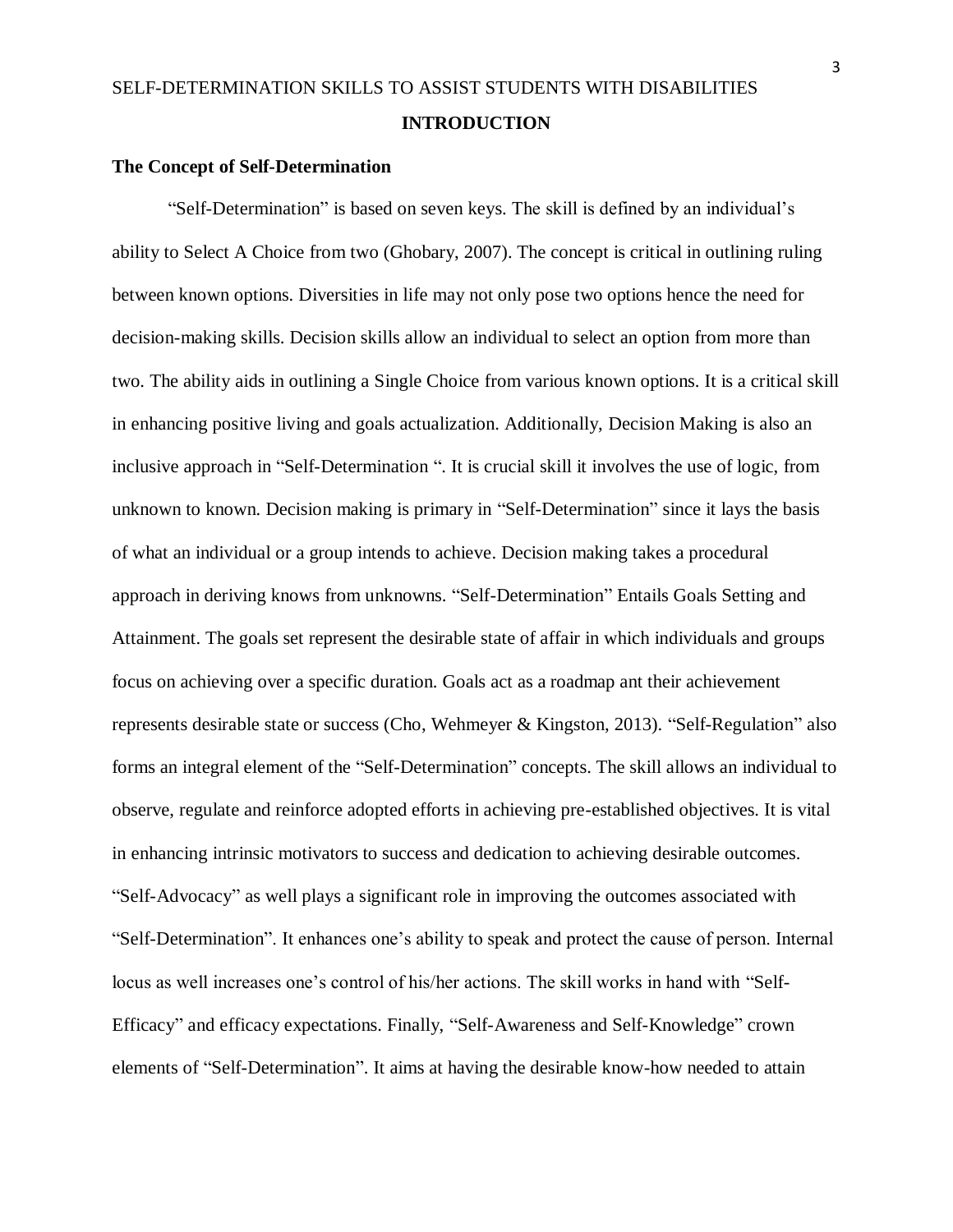# INTRODUCTION

## The Concept of Self-Determination

"Self-Determination" is based on seven keys. The skill is defined by an individual's ability to Select A Choice from two (Ghobary, 2007). The concept is critical in outlining ruling between known options. Diversities in life may not only pose two options hence the need for decision-making skills. Decision skills allow an individual to select an option from more than two. The ability aids in outlining a Single Choice from various known options. It is a critical skill in enhancing positive living and goals actualization. Additionally, Decision Making is also an inclusive approach in "Self-Determination ". It is crucial skill it involves the use of logic, from unknown to known. Decision making is primary in "Self-Determination" since it lays the basis of what an individual or a group intends to achieve. Decision making takes a procedural approach in deriving knows from unknowns. "Self-Determination" Entails Goals Setting and Attainment. The goals set represent the desirable state of affair in which individuals and groups focus on achieving over a specific duration. Goals act as a roadmap ant their achievement represents desirable state or success (Cho, Wehmeyer & Kingston, 2013). "Self-Regulation" also forms an integral element of the "Self-Determination" concepts. The skill allows an individual to observe, regulate and reinforce adopted efforts in achieving pre-established objectives. It is vital in enhancing intrinsic motivators to success and dedication to achieving desirable outcomes. "Self-Advocacy" as well plays a significant role in improving the outcomes associated with "Self-Determination". It enhances one's ability to speak and protect the cause of person. Internal locus as well increases one's control of his/her actions. The skill works in hand with "Self-Efficacy" and efficacy expectations. Finally, "Self-Awareness and Self-Knowledge" crown elements of "Self-Determination". It aims at having the desirable know-how needed to attain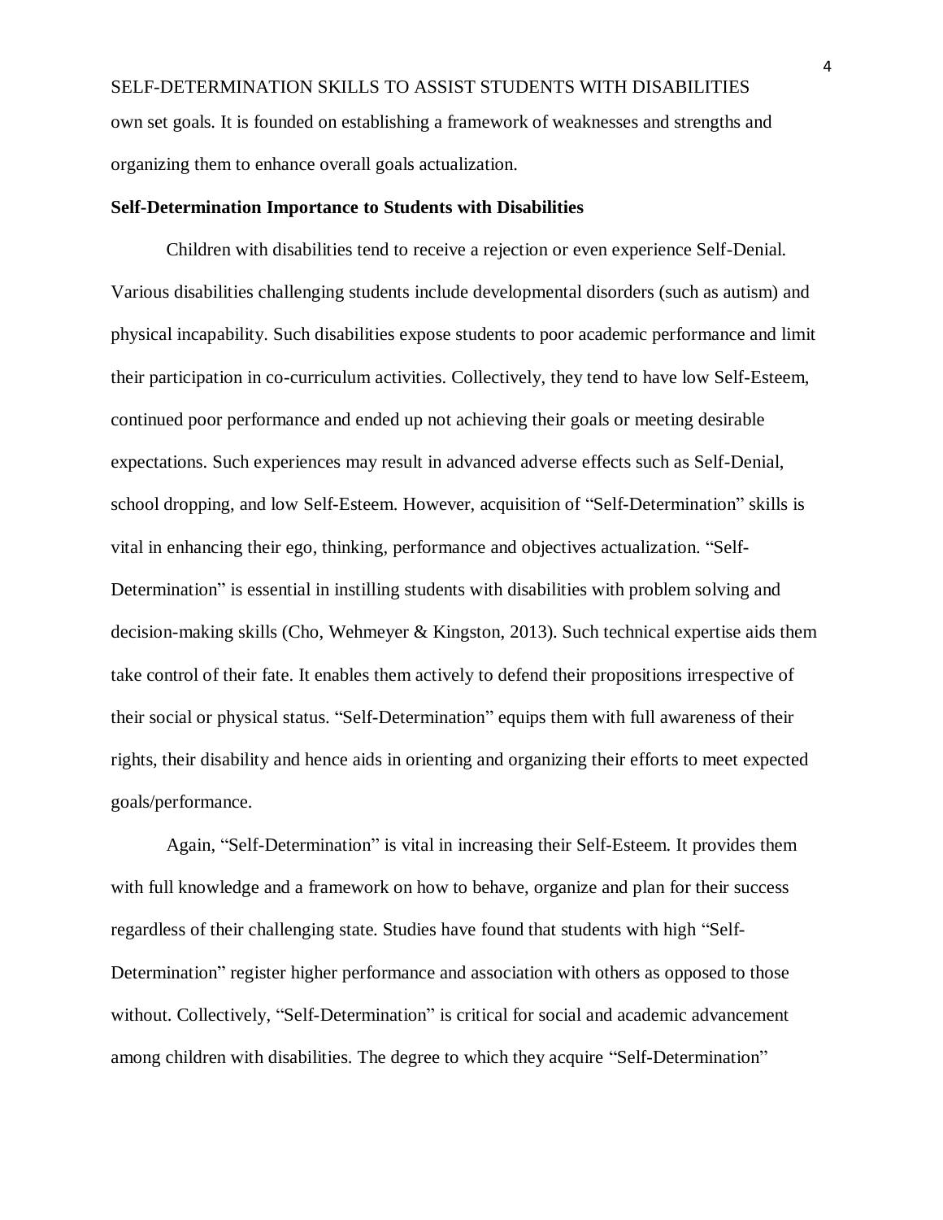own set goals. It is founded on establishing a framework of weaknesses and strengths and organizing them to enhance overall goals actualization.

**Self-Determination Importance to Students with Disabilities**

Children with disabilities tend to receive a rejection or even experience Self-Denial. Various disabilities challenging students include developmental disorders (such as autism) and physical incapability. Such disabilities expose students to poor academic performance and limit their participation in co-curriculum activities. Collectively, they tend to have low Self-Esteem, continued poor performance and ended up not achieving their goals or meeting desirable expectations. Such experiences may result in advanced adverse effects such as Self-Denial, school dropping, and low Self-Esteem. However, acquisition of "Self-Determination" skills is vital in enhancing their ego, thinking, performance and objectives actualization. "Self-Determination" is essential in instilling students with disabilities with problem solving and decision-making skills (Cho, Wehmeyer & Kingston, 2013). Such technical expertise aids them take control of their fate. It enables them actively to defend their propositions irrespective of their social or physical status. "Self-Determination" equips them with full awareness of their rights, their disability and hence aids in orienting and organizing their efforts to meet expected goals/performance.

Again, "Self-Determination" is vital in increasing their Self-Esteem. It provides them with full knowledge and a framework on how to behave, organize and plan for their success regardless of their challenging state. Studies have found that students with high "Self-Determination" register higher performance and association with others as opposed to those without. Collectively, "Self-Determination" is critical for social and academic advancement among children with disabilities. The degree to which they acquire "Self-Determination"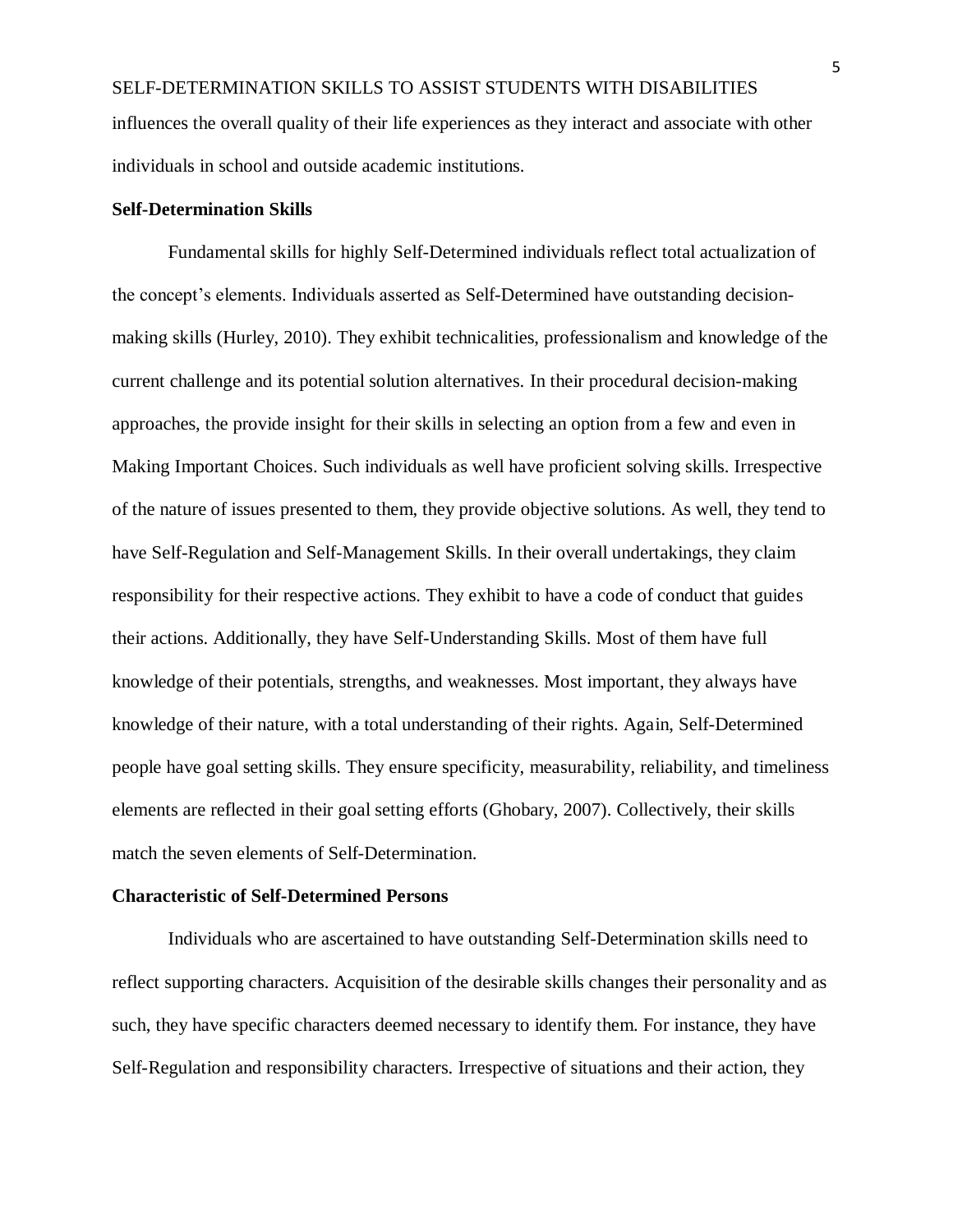influences the overall quality of their life experiences as they interact and associate with other individuals in school and outside academic institutions.

**Self-Determination Skills**

Fundamental skills for highly Self-Determined individuals reflect total actualization of the concept's elements. Individuals asserted as Self-Determined have outstanding decision-making skills (Hurley, 2010). They exhibit technicalities, professionalism and knowledge of the current challenge and its potential solution alternatives. In their procedural decision-making approaches, the provide insight for their skills in selecting an option from a few and even in Making Important Choices. Such individuals as well have proficient solving skills. Irrespective of the nature of issues presented to them, they provide objective solutions. As well, they tend to have Self-Regulation and Self-Management Skills. In their overall undertakings, they claim responsibility for their respective actions. They exhibit to have a code of conduct that guides their actions. Additionally, they have Self-Understanding Skills. Most of them have full knowledge of their potentials, strengths, and weaknesses. Most important, they always have knowledge of their nature, with a total understanding of their rights. Again, Self-Determined people have goal setting skills. They ensure specificity, measurability, reliability, and timeliness elements are reflected in their goal setting efforts (Ghobary, 2007). Collectively, their skills match the seven elements of Self-Determination.

**Characteristic of Self-Determined Persons**

Individuals who are ascertained to have outstanding Self-Determination skills need to reflect supporting characters. Acquisition of the desirable skills changes their personality and as such, they have specific characters deemed necessary to identify them. For instance, they have Self-Regulation and responsibility characters. Irrespective of situations and their action, they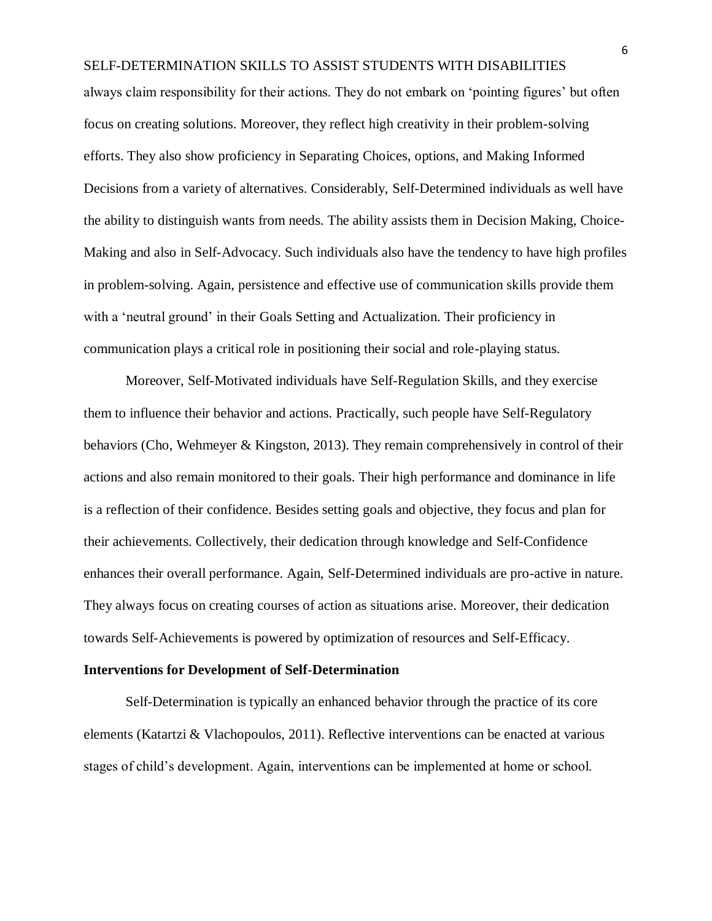always claim responsibility for their actions. They do not embark on 'pointing figures' but often focus on creating solutions. Moreover, they reflect high creativity in their problem-solving efforts. They also show proficiency in Separating Choices, options, and Making Informed Decisions from a variety of alternatives. Considerably, Self-Determined individuals as well have the ability to distinguish wants from needs. The ability assists them in Decision Making, Choice-Making and also in Self-Advocacy. Such individuals also have the tendency to have high profiles in problem-solving. Again, persistence and effective use of communication skills provide them with a 'neutral ground' in their Goals Setting and Actualization. Their proficiency in communication plays a critical role in positioning their social and role-playing status.

Moreover, Self-Motivated individuals have Self-Regulation Skills, and they exercise them to influence their behavior and actions. Practically, such people have Self-Regulatory behaviors (Cho, Wehmeyer & Kingston, 2013). They remain comprehensively in control of their actions and also remain monitored to their goals. Their high performance and dominance in life is a reflection of their confidence. Besides setting goals and objective, they focus and plan for their achievements. Collectively, their dedication through knowledge and Self-Confidence enhances their overall performance. Again, Self-Determined individuals are pro-active in nature. They always focus on creating courses of action as situations arise. Moreover, their dedication towards Self-Achievements is powered by optimization of resources and Self-Efficacy.

**Interventions for Development of Self-Determination**

Self-Determination is typically an enhanced behavior through the practice of its core elements (Katartzi & Vlachopoulos, 2011). Reflective interventions can be enacted at various stages of child's development. Again, interventions can be implemented at home or school.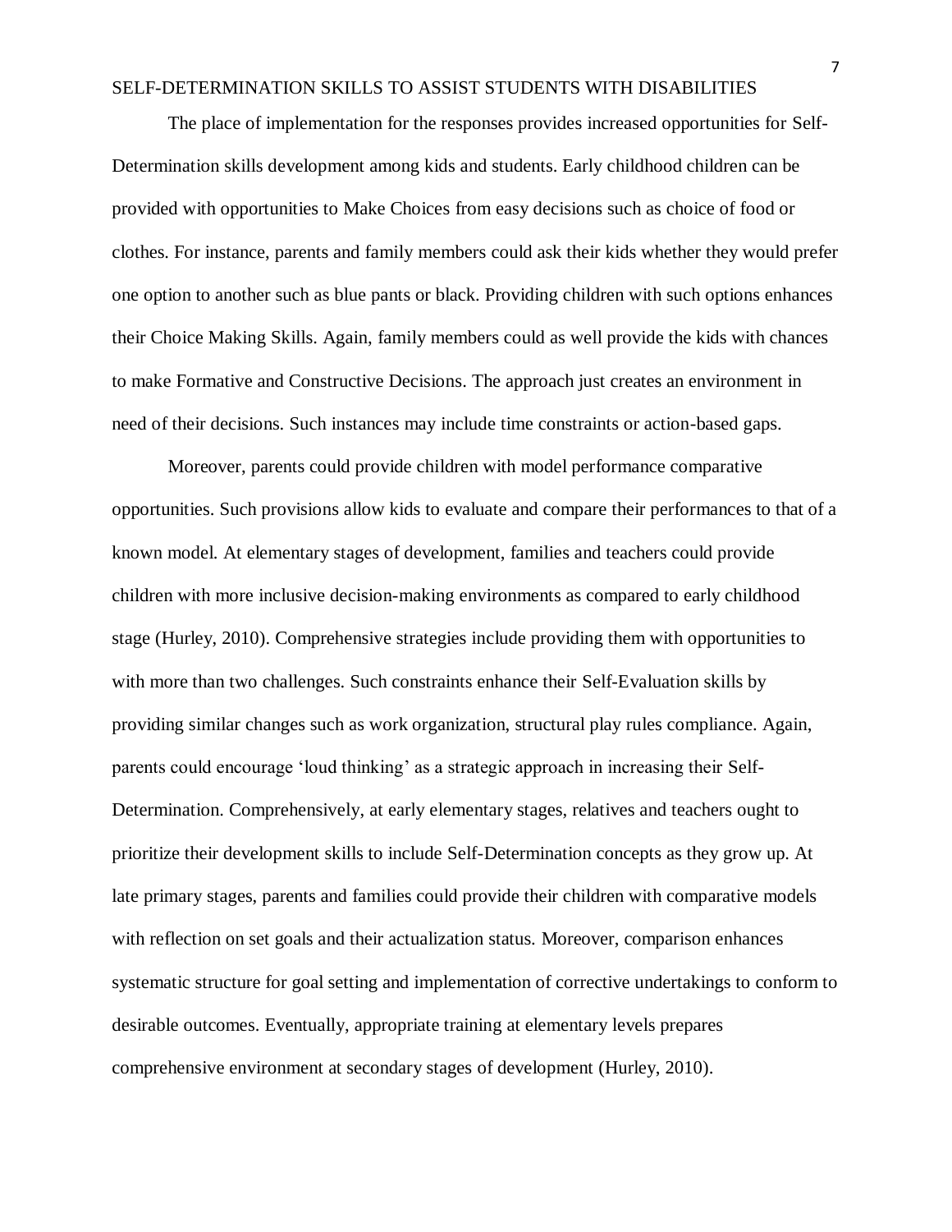The place of implementation for the responses provides increased opportunities for Self-Determination skills development among kids and students. Early childhood children can be provided with opportunities to Make Choices from easy decisions such as choice of food or clothes. For instance, parents and family members could ask their kids whether they would prefer one option to another such as blue pants or black. Providing children with such options enhances their Choice Making Skills. Again, family members could as well provide the kids with chances to make Formative and Constructive Decisions. The approach just creates an environment in need of their decisions. Such instances may include time constraints or action-based gaps.

Moreover, parents could provide children with model performance comparative opportunities. Such provisions allow kids to evaluate and compare their performances to that of a known model. At elementary stages of development, families and teachers could provide children with more inclusive decision-making environments as compared to early childhood stage (Hurley, 2010). Comprehensive strategies include providing them with opportunities to with more than two challenges. Such constraints enhance their Self-Evaluation skills by providing similar changes such as work organization, structural play rules compliance. Again, parents could encourage 'loud thinking' as a strategic approach in increasing their Self-Determination. Comprehensively, at early elementary stages, relatives and teachers ought to prioritize their development skills to include Self-Determination concepts as they grow up. At late primary stages, parents and families could provide their children with comparative models with reflection on set goals and their actualization status. Moreover, comparison enhances systematic structure for goal setting and implementation of corrective undertakings to conform to desirable outcomes. Eventually, appropriate training at elementary levels prepares comprehensive environment at secondary stages of development (Hurley, 2010).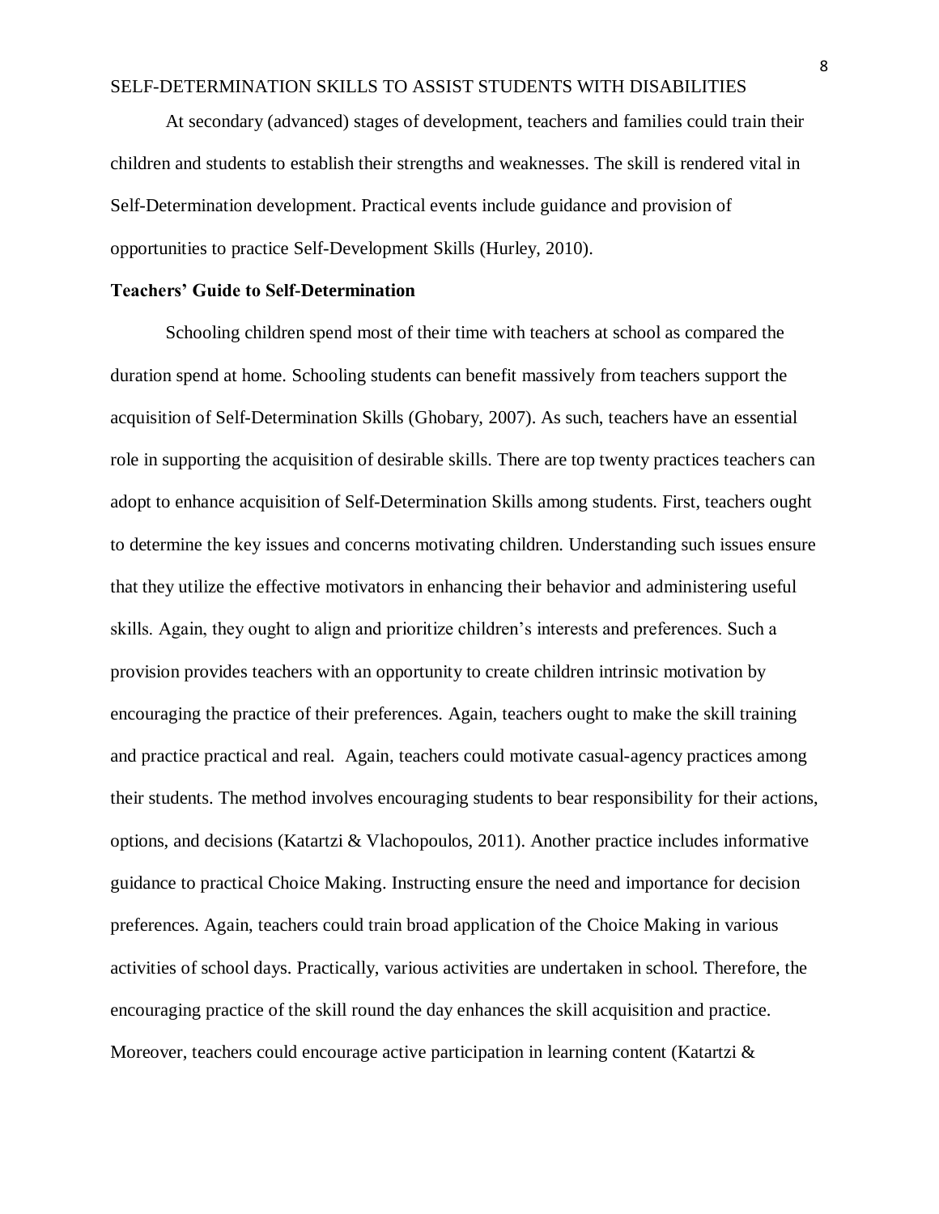At secondary (advanced) stages of development, teachers and families could train their children and students to establish their strengths and weaknesses. The skill is rendered vital in Self-Determination development. Practical events include guidance and provision of opportunities to practice Self-Development Skills (Hurley, 2010).

**Teachers' Guide to Self-Determination**

Schooling children spend most of their time with teachers at school as compared the duration spend at home. Schooling students can benefit massively from teachers support the acquisition of Self-Determination Skills (Ghobary, 2007). As such, teachers have an essential role in supporting the acquisition of desirable skills. There are top twenty practices teachers can adopt to enhance acquisition of Self-Determination Skills among students. First, teachers ought to determine the key issues and concerns motivating children. Understanding such issues ensure that they utilize the effective motivators in enhancing their behavior and administering useful skills. Again, they ought to align and prioritize children's interests and preferences. Such a provision provides teachers with an opportunity to create children intrinsic motivation by encouraging the practice of their preferences. Again, teachers ought to make the skill training and practice practical and real. Again, teachers could motivate casual-agency practices among their students. The method involves encouraging students to bear responsibility for their actions, options, and decisions (Katartzi & Vlachopoulos, 2011). Another practice includes informative guidance to practical Choice Making. Instructing ensure the need and importance for decision preferences. Again, teachers could train broad application of the Choice Making in various activities of school days. Practically, various activities are undertaken in school. Therefore, the encouraging practice of the skill round the day enhances the skill acquisition and practice. Moreover, teachers could encourage active participation in learning content (Katartzi &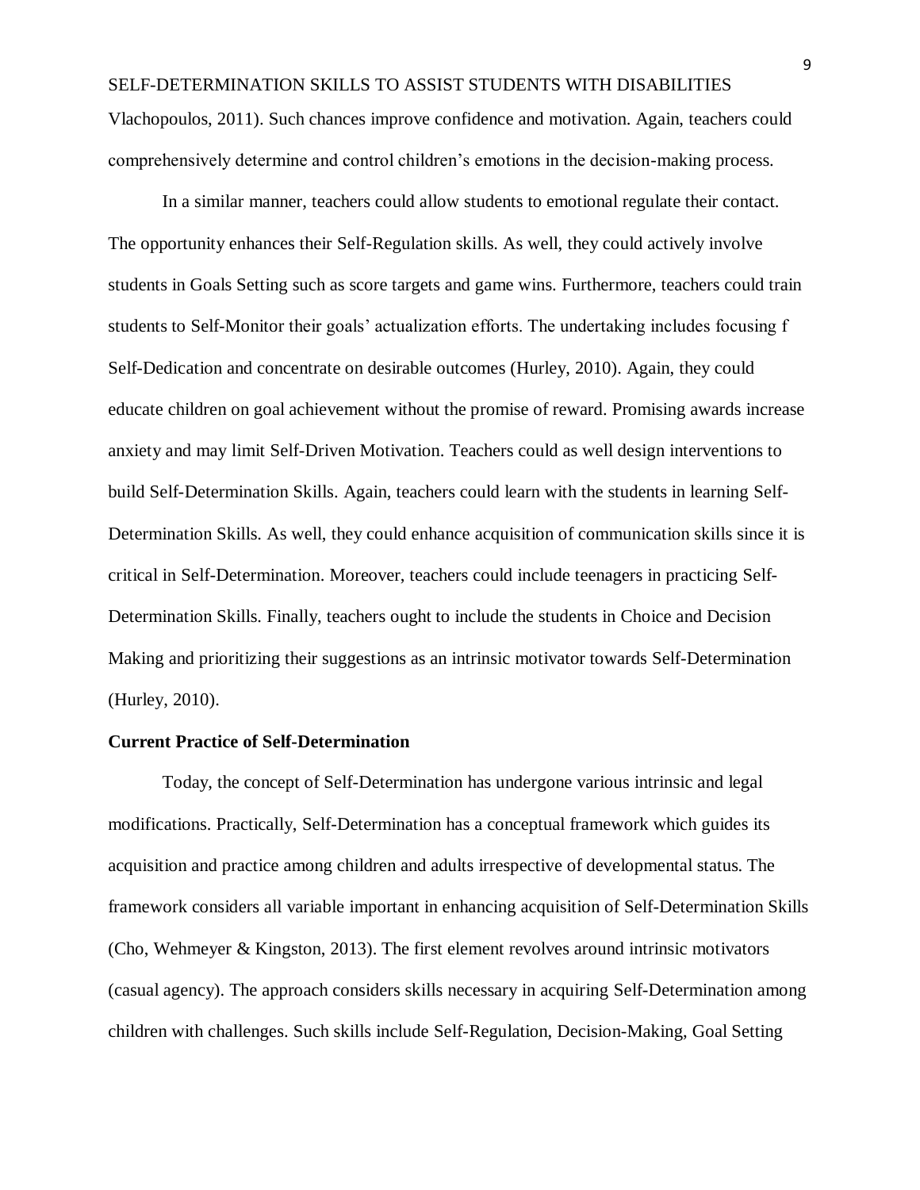Vlachopoulos, 2011). Such chances improve confidence and motivation. Again, teachers could comprehensively determine and control children's emotions in the decision-making process.

In a similar manner, teachers could allow students to emotional regulate their contact. The opportunity enhances their Self-Regulation skills. As well, they could actively involve students in Goals Setting such as score targets and game wins. Furthermore, teachers could train students to Self-Monitor their goals' actualization efforts. The undertaking includes focusing f Self-Dedication and concentrate on desirable outcomes (Hurley, 2010). Again, they could educate children on goal achievement without the promise of reward. Promising awards increase anxiety and may limit Self-Driven Motivation. Teachers could as well design interventions to build Self-Determination Skills. Again, teachers could learn with the students in learning Self-Determination Skills. As well, they could enhance acquisition of communication skills since it is critical in Self-Determination. Moreover, teachers could include teenagers in practicing Self-Determination Skills. Finally, teachers ought to include the students in Choice and Decision Making and prioritizing their suggestions as an intrinsic motivator towards Self-Determination (Hurley, 2010).

**Current Practice of Self-Determination**

Today, the concept of Self-Determination has undergone various intrinsic and legal modifications. Practically, Self-Determination has a conceptual framework which guides its acquisition and practice among children and adults irrespective of developmental status. The framework considers all variable important in enhancing acquisition of Self-Determination Skills (Cho, Wehmeyer & Kingston, 2013). The first element revolves around intrinsic motivators (casual agency). The approach considers skills necessary in acquiring Self-Determination among children with challenges. Such skills include Self-Regulation, Decision-Making, Goal Setting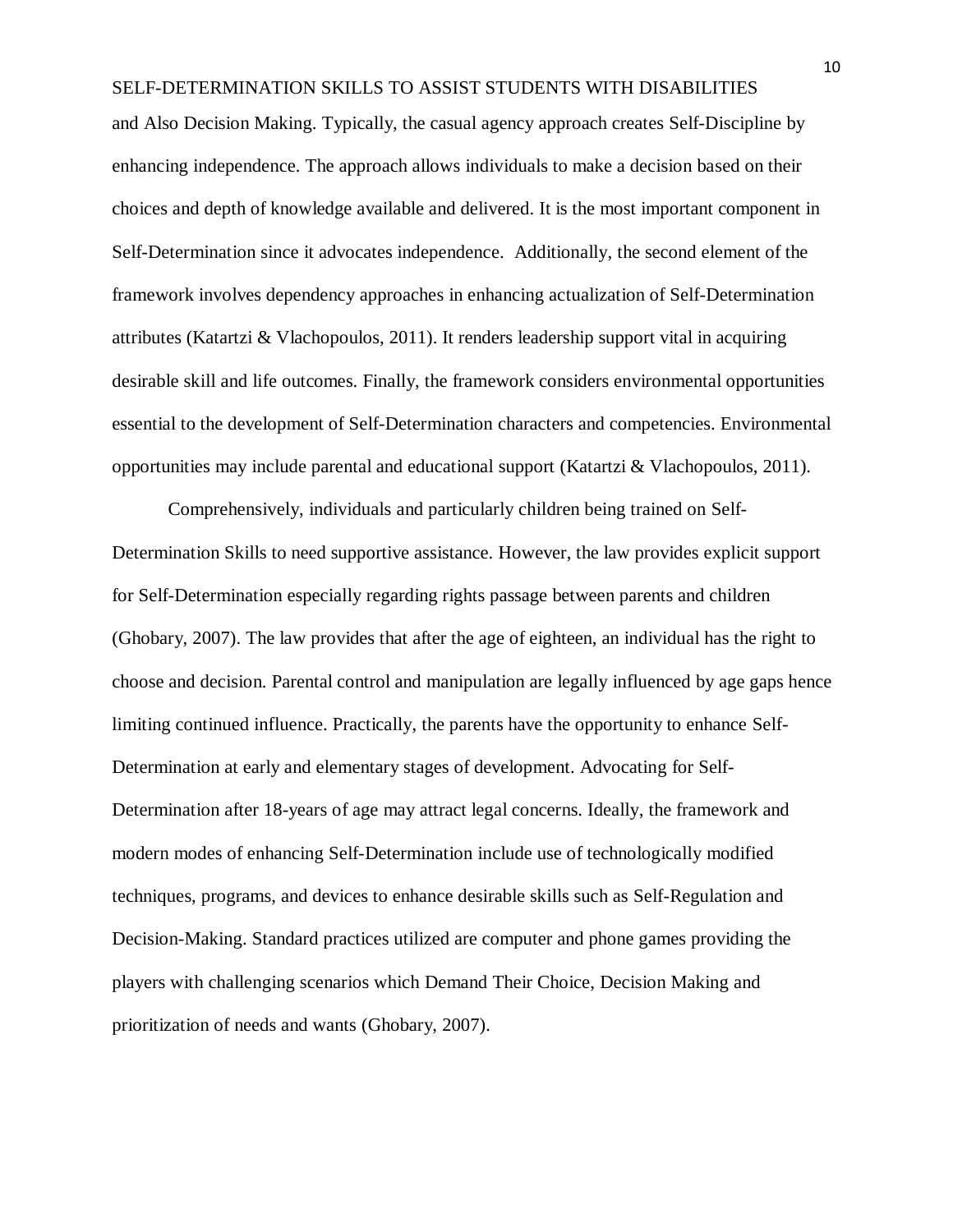and Also Decision Making. Typically, the casual agency approach creates Self-Discipline by enhancing independence. The approach allows individuals to make a decision based on their choices and depth of knowledge available and delivered. It is the most important component in Self-Determination since it advocates independence. Additionally, the second element of the framework involves dependency approaches in enhancing actualization of Self-Determination attributes (Katartzi & Vlachopoulos, 2011). It renders leadership support vital in acquiring desirable skill and life outcomes. Finally, the framework considers environmental opportunities essential to the development of Self-Determination characters and competencies. Environmental opportunities may include parental and educational support (Katartzi & Vlachopoulos, 2011).

Comprehensively, individuals and particularly children being trained on Self-Determination Skills to need supportive assistance. However, the law provides explicit support for Self-Determination especially regarding rights passage between parents and children (Ghobary, 2007). The law provides that after the age of eighteen, an individual has the right to choose and decision. Parental control and manipulation are legally influenced by age gaps hence limiting continued influence. Practically, the parents have the opportunity to enhance Self-Determination at early and elementary stages of development. Advocating for Self-Determination after 18-years of age may attract legal concerns. Ideally, the framework and modern modes of enhancing Self-Determination include use of technologically modified techniques, programs, and devices to enhance desirable skills such as Self-Regulation and Decision-Making. Standard practices utilized are computer and phone games providing the players with challenging scenarios which Demand Their Choice, Decision Making and prioritization of needs and wants (Ghobary, 2007).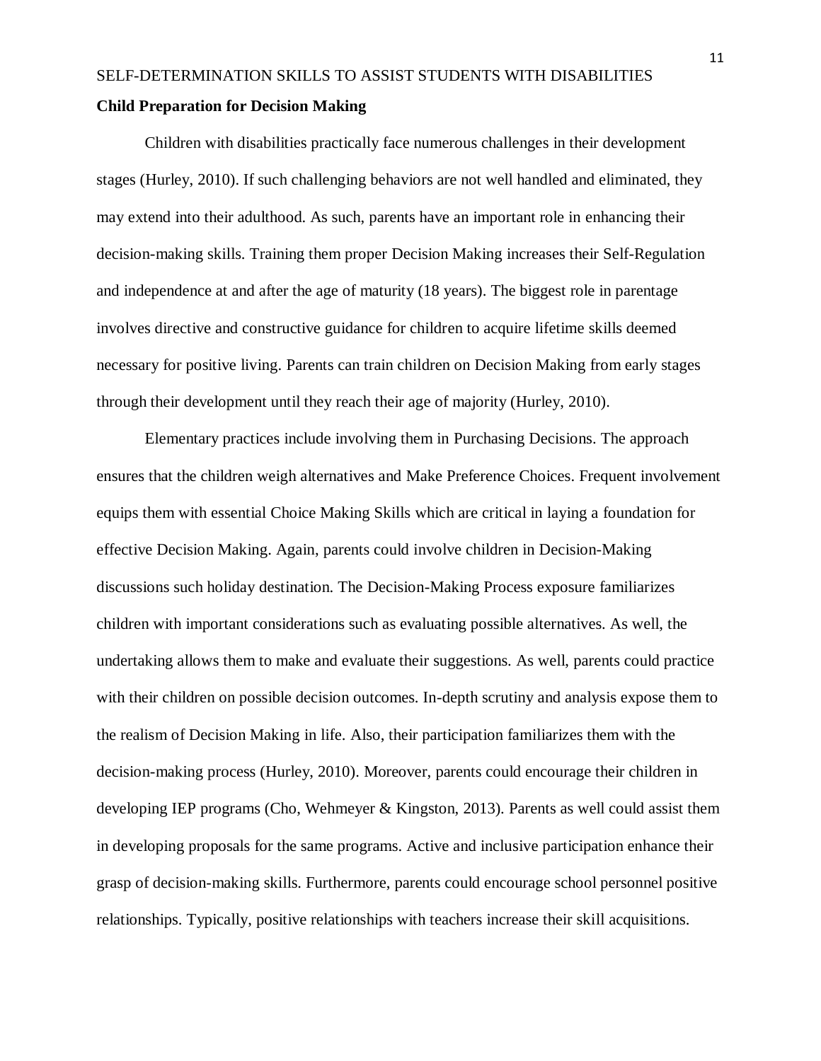**Child Preparation for Decision Making**

Children with disabilities practically face numerous challenges in their development stages (Hurley, 2010). If such challenging behaviors are not well handled and eliminated, they may extend into their adulthood. As such, parents have an important role in enhancing their decision-making skills. Training them proper Decision Making increases their Self-Regulation and independence at and after the age of maturity (18 years). The biggest role in parentage involves directive and constructive guidance for children to acquire lifetime skills deemed necessary for positive living. Parents can train children on Decision Making from early stages through their development until they reach their age of majority (Hurley, 2010).

Elementary practices include involving them in Purchasing Decisions. The approach ensures that the children weigh alternatives and Make Preference Choices. Frequent involvement equips them with essential Choice Making Skills which are critical in laying a foundation for effective Decision Making. Again, parents could involve children in Decision-Making discussions such holiday destination. The Decision-Making Process exposure familiarizes children with important considerations such as evaluating possible alternatives. As well, the undertaking allows them to make and evaluate their suggestions. As well, parents could practice with their children on possible decision outcomes. In-depth scrutiny and analysis expose them to the realism of Decision Making in life. Also, their participation familiarizes them with the decision-making process (Hurley, 2010). Moreover, parents could encourage their children in developing IEP programs (Cho, Wehmeyer & Kingston, 2013). Parents as well could assist them in developing proposals for the same programs. Active and inclusive participation enhance their grasp of decision-making skills. Furthermore, parents could encourage school personnel positive relationships. Typically, positive relationships with teachers increase their skill acquisitions.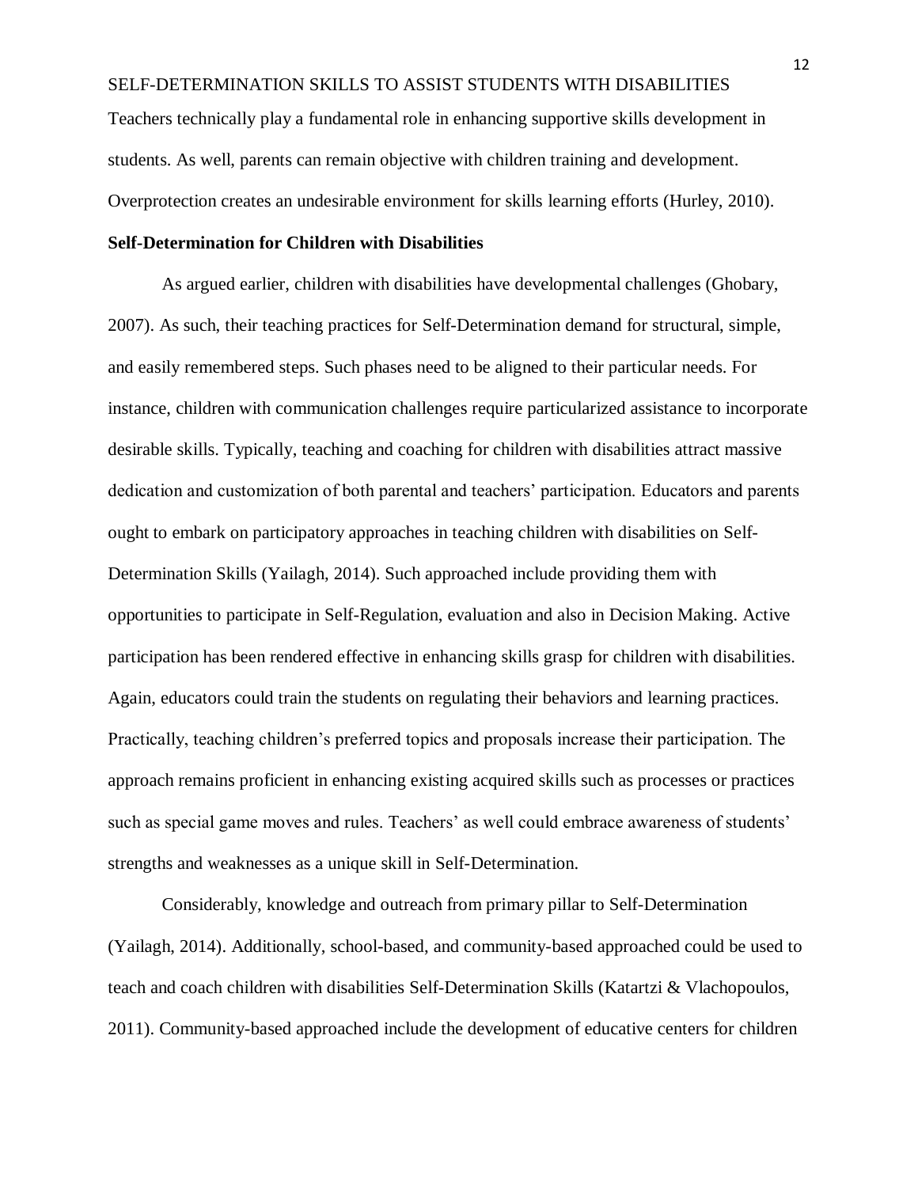Teachers technically play a fundamental role in enhancing supportive skills development in students. As well, parents can remain objective with children training and development. Overprotection creates an undesirable environment for skills learning efforts (Hurley, 2010).

**Self-Determination for Children with Disabilities**

As argued earlier, children with disabilities have developmental challenges (Ghobary, 2007). As such, their teaching practices for Self-Determination demand for structural, simple, and easily remembered steps. Such phases need to be aligned to their particular needs. For instance, children with communication challenges require particularized assistance to incorporate desirable skills. Typically, teaching and coaching for children with disabilities attract massive dedication and customization of both parental and teachers' participation. Educators and parents ought to embark on participatory approaches in teaching children with disabilities on Self-Determination Skills (Yailagh, 2014). Such approached include providing them with opportunities to participate in Self-Regulation, evaluation and also in Decision Making. Active participation has been rendered effective in enhancing skills grasp for children with disabilities. Again, educators could train the students on regulating their behaviors and learning practices. Practically, teaching children's preferred topics and proposals increase their participation. The approach remains proficient in enhancing existing acquired skills such as processes or practices such as special game moves and rules. Teachers' as well could embrace awareness of students' strengths and weaknesses as a unique skill in Self-Determination.

Considerably, knowledge and outreach from primary pillar to Self-Determination (Yailagh, 2014). Additionally, school-based, and community-based approached could be used to teach and coach children with disabilities Self-Determination Skills (Katartzi & Vlachopoulos, 2011). Community-based approached include the development of educative centers for children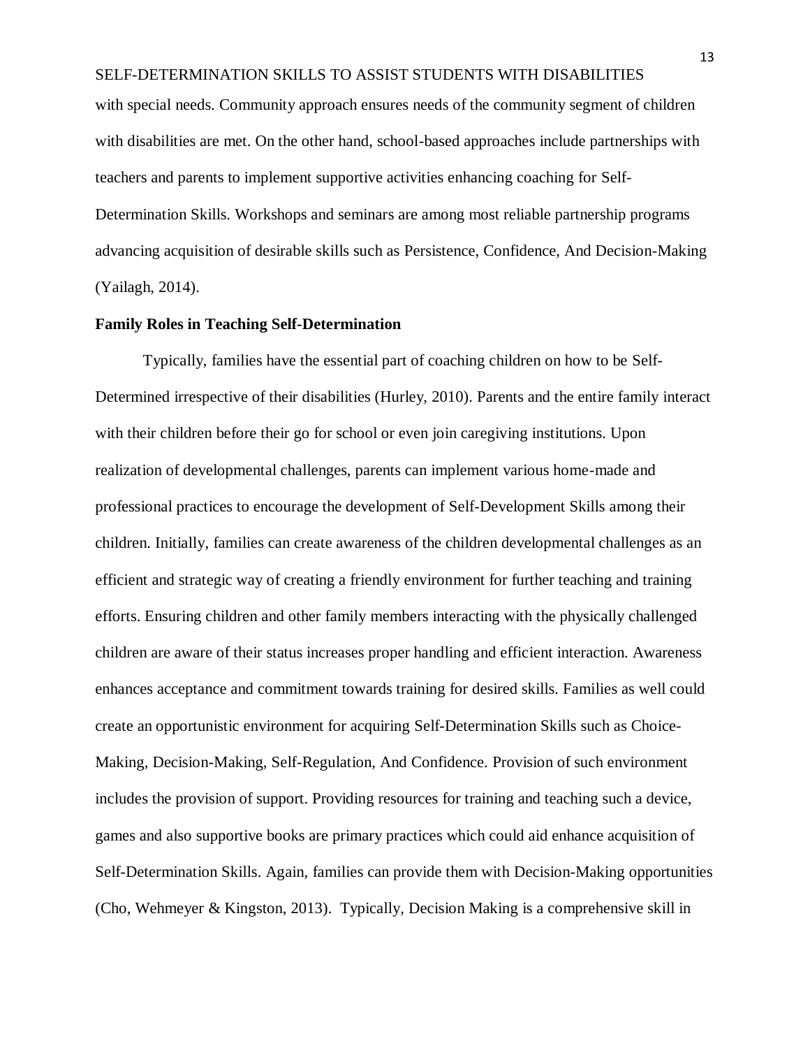with special needs. Community approach ensures needs of the community segment of children with disabilities are met. On the other hand, school-based approaches include partnerships with teachers and parents to implement supportive activities enhancing coaching for Self-Determination Skills. Workshops and seminars are among most reliable partnership programs advancing acquisition of desirable skills such as Persistence, Confidence, And Decision-Making (Yailagh, 2014).

**Family Roles in Teaching Self-Determination**

Typically, families have the essential part of coaching children on how to be Self-Determined irrespective of their disabilities (Hurley, 2010). Parents and the entire family interact with their children before their go for school or even join caregiving institutions. Upon realization of developmental challenges, parents can implement various home-made and professional practices to encourage the development of Self-Development Skills among their children. Initially, families can create awareness of the children developmental challenges as an efficient and strategic way of creating a friendly environment for further teaching and training efforts. Ensuring children and other family members interacting with the physically challenged children are aware of their status increases proper handling and efficient interaction. Awareness enhances acceptance and commitment towards training for desired skills. Families as well could create an opportunistic environment for acquiring Self-Determination Skills such as Choice-Making, Decision-Making, Self-Regulation, And Confidence. Provision of such environment includes the provision of support. Providing resources for training and teaching such a device, games and also supportive books are primary practices which could aid enhance acquisition of Self-Determination Skills. Again, families can provide them with Decision-Making opportunities (Cho, Wehmeyer & Kingston, 2013). Typically, Decision Making is a comprehensive skill in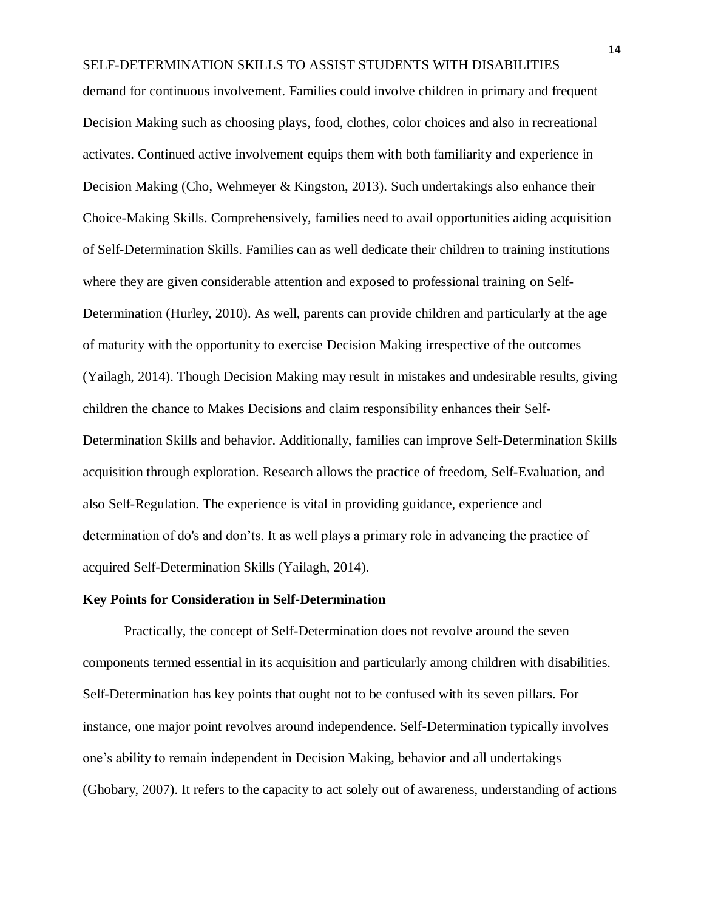demand for continuous involvement. Families could involve children in primary and frequent Decision Making such as choosing plays, food, clothes, color choices and also in recreational activates. Continued active involvement equips them with both familiarity and experience in Decision Making (Cho, Wehmeyer & Kingston, 2013). Such undertakings also enhance their Choice-Making Skills. Comprehensively, families need to avail opportunities aiding acquisition of Self-Determination Skills. Families can as well dedicate their children to training institutions where they are given considerable attention and exposed to professional training on Self-Determination (Hurley, 2010). As well, parents can provide children and particularly at the age of maturity with the opportunity to exercise Decision Making irrespective of the outcomes (Yailagh, 2014). Though Decision Making may result in mistakes and undesirable results, giving children the chance to Makes Decisions and claim responsibility enhances their Self-Determination Skills and behavior. Additionally, families can improve Self-Determination Skills acquisition through exploration. Research allows the practice of freedom, Self-Evaluation, and also Self-Regulation. The experience is vital in providing guidance, experience and determination of do's and don'ts. It as well plays a primary role in advancing the practice of acquired Self-Determination Skills (Yailagh, 2014).

**Key Points for Consideration in Self-Determination**

Practically, the concept of Self-Determination does not revolve around the seven components termed essential in its acquisition and particularly among children with disabilities. Self-Determination has key points that ought not to be confused with its seven pillars. For instance, one major point revolves around independence. Self-Determination typically involves one's ability to remain independent in Decision Making, behavior and all undertakings (Ghobary, 2007). It refers to the capacity to act solely out of awareness, understanding of actions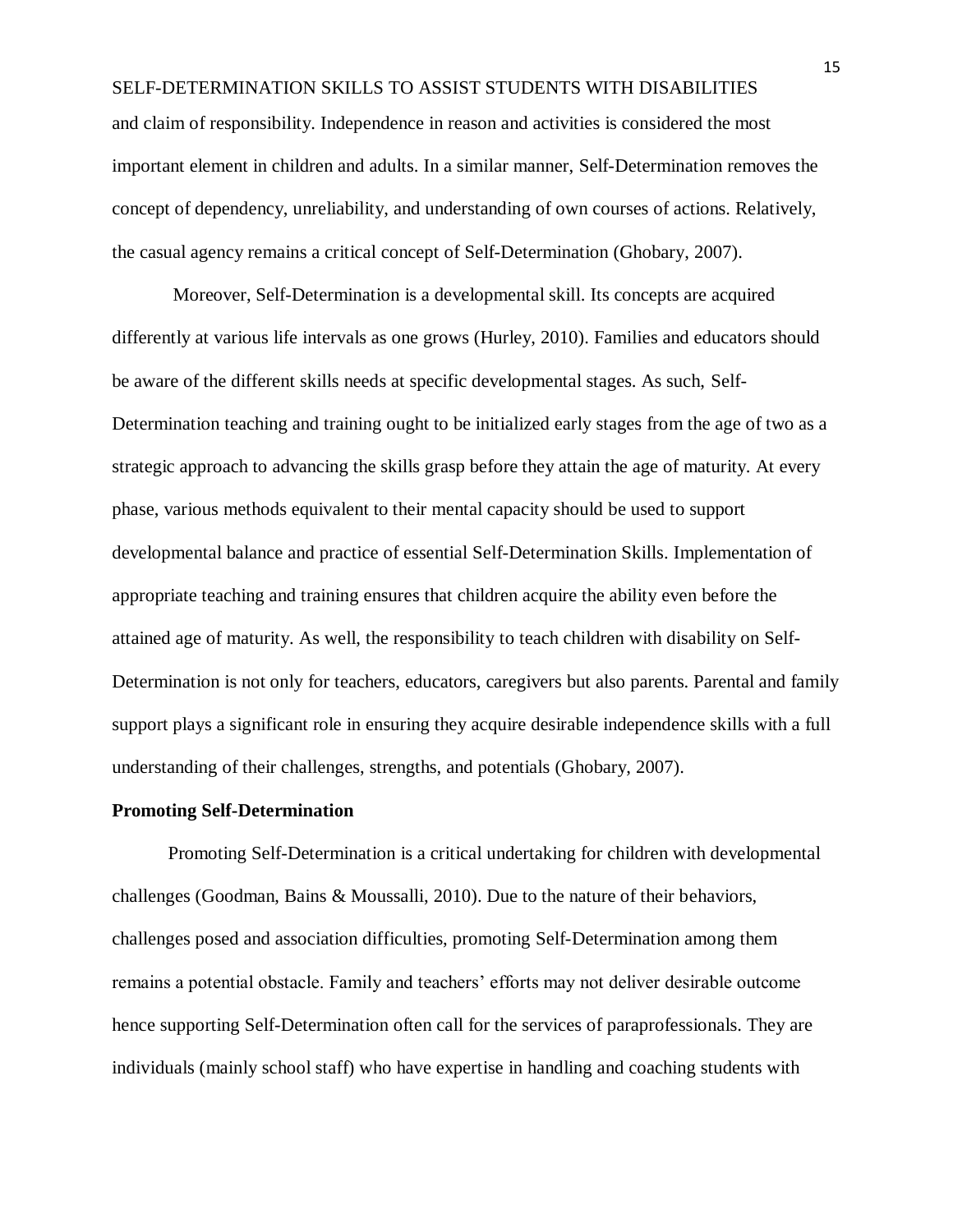and claim of responsibility. Independence in reason and activities is considered the most important element in children and adults. In a similar manner, Self-Determination removes the concept of dependency, unreliability, and understanding of own courses of actions. Relatively, the casual agency remains a critical concept of Self-Determination (Ghobary, 2007).

Moreover, Self-Determination is a developmental skill. Its concepts are acquired differently at various life intervals as one grows (Hurley, 2010). Families and educators should be aware of the different skills needs at specific developmental stages. As such, Self-Determination teaching and training ought to be initialized early stages from the age of two as a strategic approach to advancing the skills grasp before they attain the age of maturity. At every phase, various methods equivalent to their mental capacity should be used to support developmental balance and practice of essential Self-Determination Skills. Implementation of appropriate teaching and training ensures that children acquire the ability even before the attained age of maturity. As well, the responsibility to teach children with disability on Self-Determination is not only for teachers, educators, caregivers but also parents. Parental and family support plays a significant role in ensuring they acquire desirable independence skills with a full understanding of their challenges, strengths, and potentials (Ghobary, 2007).

**Promoting Self-Determination**

Promoting Self-Determination is a critical undertaking for children with developmental challenges (Goodman, Bains & Moussalli, 2010). Due to the nature of their behaviors, challenges posed and association difficulties, promoting Self-Determination among them remains a potential obstacle. Family and teachers' efforts may not deliver desirable outcome hence supporting Self-Determination often call for the services of paraprofessionals. They are individuals (mainly school staff) who have expertise in handling and coaching students with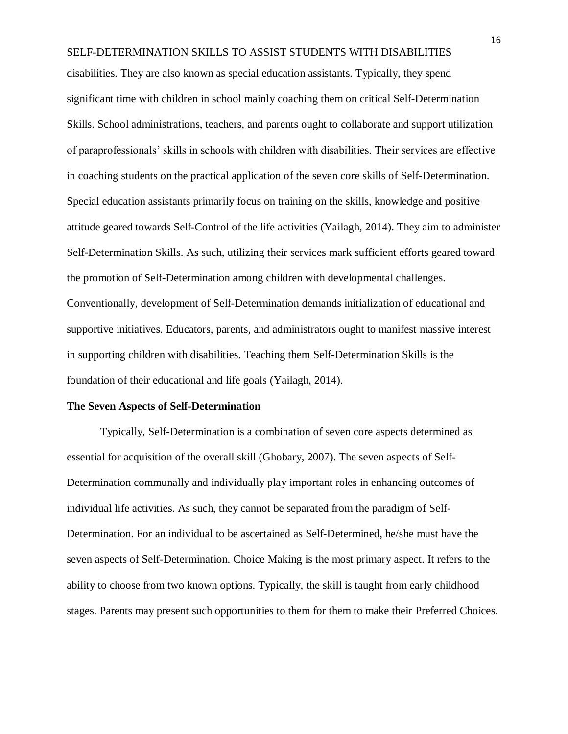disabilities. They are also known as special education assistants. Typically, they spend significant time with children in school mainly coaching them on critical Self-Determination Skills. School administrations, teachers, and parents ought to collaborate and support utilization of paraprofessionals' skills in schools with children with disabilities. Their services are effective in coaching students on the practical application of the seven core skills of Self-Determination. Special education assistants primarily focus on training on the skills, knowledge and positive attitude geared towards Self-Control of the life activities (Yailagh, 2014). They aim to administer Self-Determination Skills. As such, utilizing their services mark sufficient efforts geared toward the promotion of Self-Determination among children with developmental challenges. Conventionally, development of Self-Determination demands initialization of educational and supportive initiatives. Educators, parents, and administrators ought to manifest massive interest in supporting children with disabilities. Teaching them Self-Determination Skills is the foundation of their educational and life goals (Yailagh, 2014).

**The Seven Aspects of Self-Determination**

Typically, Self-Determination is a combination of seven core aspects determined as essential for acquisition of the overall skill (Ghobary, 2007). The seven aspects of Self-Determination communally and individually play important roles in enhancing outcomes of individual life activities. As such, they cannot be separated from the paradigm of Self-Determination. For an individual to be ascertained as Self-Determined, he/she must have the seven aspects of Self-Determination. Choice Making is the most primary aspect. It refers to the ability to choose from two known options. Typically, the skill is taught from early childhood stages. Parents may present such opportunities to them for them to make their Preferred Choices.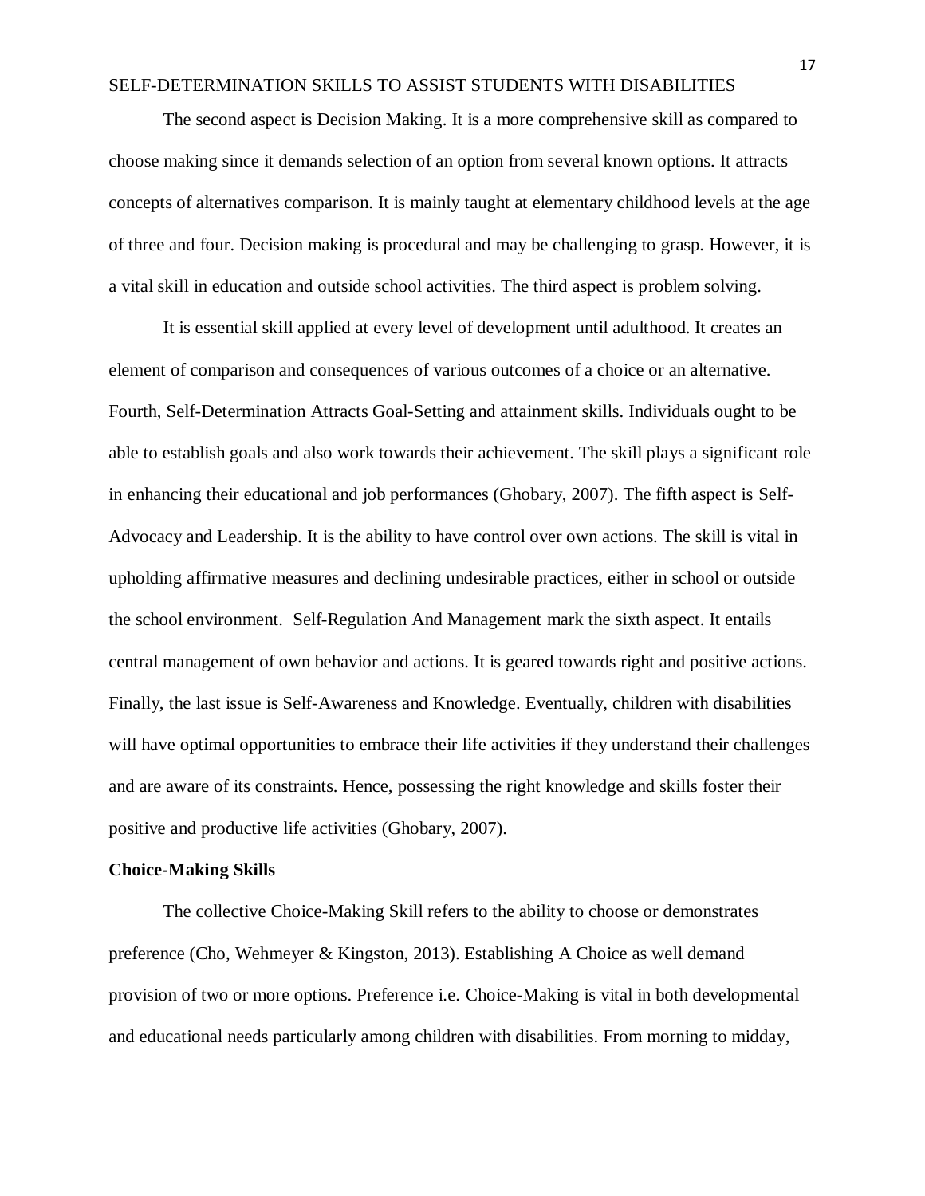The second aspect is Decision Making. It is a more comprehensive skill as compared to choose making since it demands selection of an option from several known options. It attracts concepts of alternatives comparison. It is mainly taught at elementary childhood levels at the age of three and four. Decision making is procedural and may be challenging to grasp. However, it is a vital skill in education and outside school activities. The third aspect is problem solving.

It is essential skill applied at every level of development until adulthood. It creates an element of comparison and consequences of various outcomes of a choice or an alternative. Fourth, Self-Determination Attracts Goal-Setting and attainment skills. Individuals ought to be able to establish goals and also work towards their achievement. The skill plays a significant role in enhancing their educational and job performances (Ghobary, 2007). The fifth aspect is Self-Advocacy and Leadership. It is the ability to have control over own actions. The skill is vital in upholding affirmative measures and declining undesirable practices, either in school or outside the school environment. Self-Regulation And Management mark the sixth aspect. It entails central management of own behavior and actions. It is geared towards right and positive actions. Finally, the last issue is Self-Awareness and Knowledge. Eventually, children with disabilities will have optimal opportunities to embrace their life activities if they understand their challenges and are aware of its constraints. Hence, possessing the right knowledge and skills foster their positive and productive life activities (Ghobary, 2007).

**Choice-Making Skills**

The collective Choice-Making Skill refers to the ability to choose or demonstrates preference (Cho, Wehmeyer & Kingston, 2013). Establishing A Choice as well demand provision of two or more options. Preference i.e. Choice-Making is vital in both developmental and educational needs particularly among children with disabilities. From morning to midday,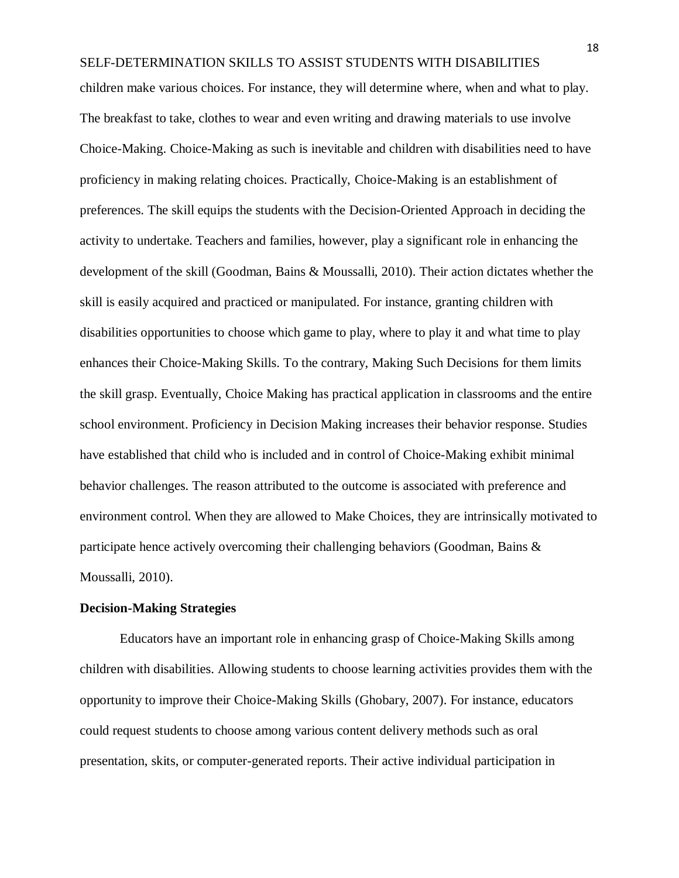children make various choices. For instance, they will determine where, when and what to play. The breakfast to take, clothes to wear and even writing and drawing materials to use involve Choice-Making. Choice-Making as such is inevitable and children with disabilities need to have proficiency in making relating choices. Practically, Choice-Making is an establishment of preferences. The skill equips the students with the Decision-Oriented Approach in deciding the activity to undertake. Teachers and families, however, play a significant role in enhancing the development of the skill (Goodman, Bains & Moussalli, 2010). Their action dictates whether the skill is easily acquired and practiced or manipulated. For instance, granting children with disabilities opportunities to choose which game to play, where to play it and what time to play enhances their Choice-Making Skills. To the contrary, Making Such Decisions for them limits the skill grasp. Eventually, Choice Making has practical application in classrooms and the entire school environment. Proficiency in Decision Making increases their behavior response. Studies have established that child who is included and in control of Choice-Making exhibit minimal behavior challenges. The reason attributed to the outcome is associated with preference and environment control. When they are allowed to Make Choices, they are intrinsically motivated to participate hence actively overcoming their challenging behaviors (Goodman, Bains & Moussalli, 2010).

**Decision-Making Strategies**

Educators have an important role in enhancing grasp of Choice-Making Skills among children with disabilities. Allowing students to choose learning activities provides them with the opportunity to improve their Choice-Making Skills (Ghobary, 2007). For instance, educators could request students to choose among various content delivery methods such as oral presentation, skits, or computer-generated reports. Their active individual participation in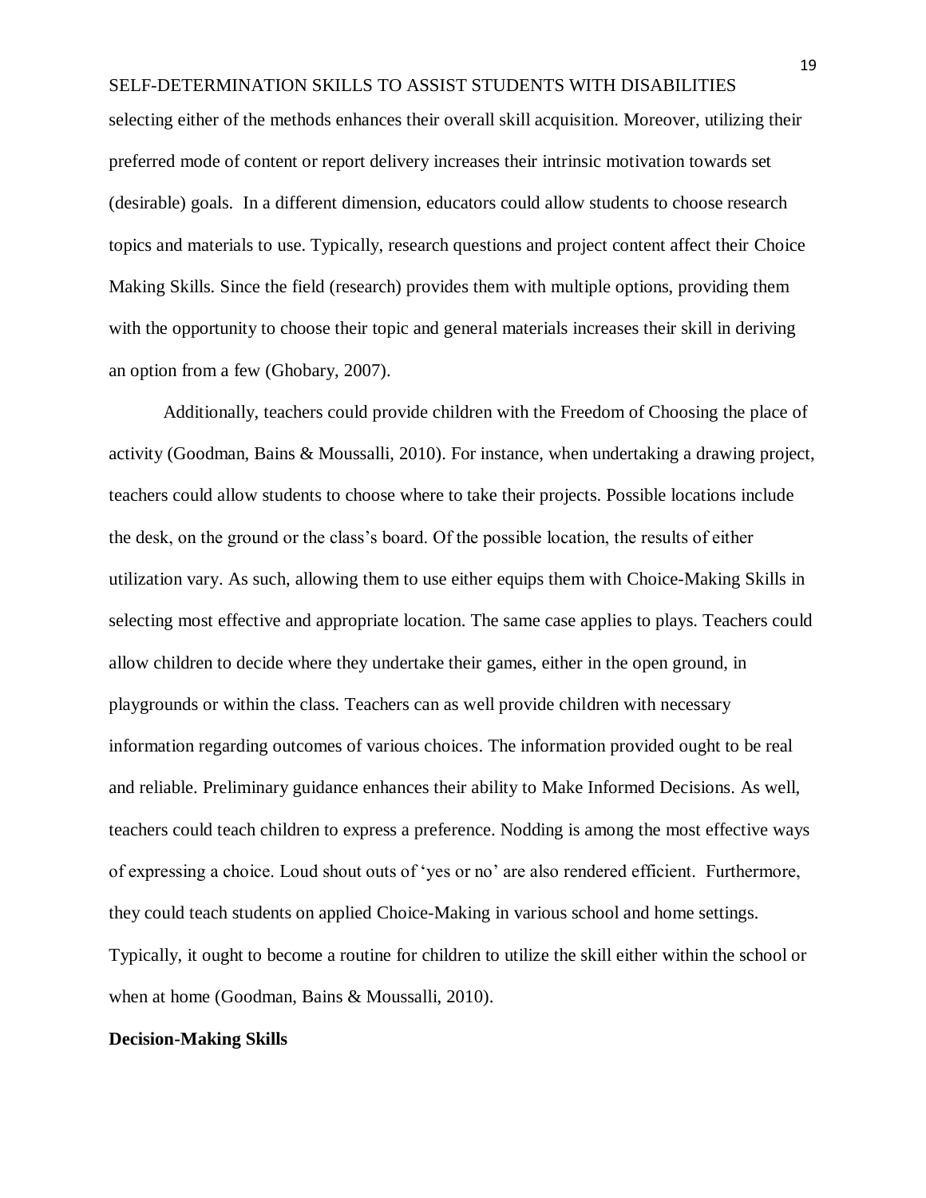selecting either of the methods enhances their overall skill acquisition. Moreover, utilizing their preferred mode of content or report delivery increases their intrinsic motivation towards set (desirable) goals. In a different dimension, educators could allow students to choose research topics and materials to use. Typically, research questions and project content affect their Choice Making Skills. Since the field (research) provides them with multiple options, providing them with the opportunity to choose their topic and general materials increases their skill in deriving an option from a few (Ghobary, 2007).

Additionally, teachers could provide children with the Freedom of Choosing the place of activity (Goodman, Bains & Moussalli, 2010). For instance, when undertaking a drawing project, teachers could allow students to choose where to take their projects. Possible locations include the desk, on the ground or the class's board. Of the possible location, the results of either utilization vary. As such, allowing them to use either equips them with Choice-Making Skills in selecting most effective and appropriate location. The same case applies to plays. Teachers could allow children to decide where they undertake their games, either in the open ground, in playgrounds or within the class. Teachers can as well provide children with necessary information regarding outcomes of various choices. The information provided ought to be real and reliable. Preliminary guidance enhances their ability to Make Informed Decisions. As well, teachers could teach children to express a preference. Nodding is among the most effective ways of expressing a choice. Loud shout outs of 'yes or no' are also rendered efficient. Furthermore, they could teach students on applied Choice-Making in various school and home settings. Typically, it ought to become a routine for children to utilize the skill either within the school or when at home (Goodman, Bains & Moussalli, 2010).

**Decision-Making Skills**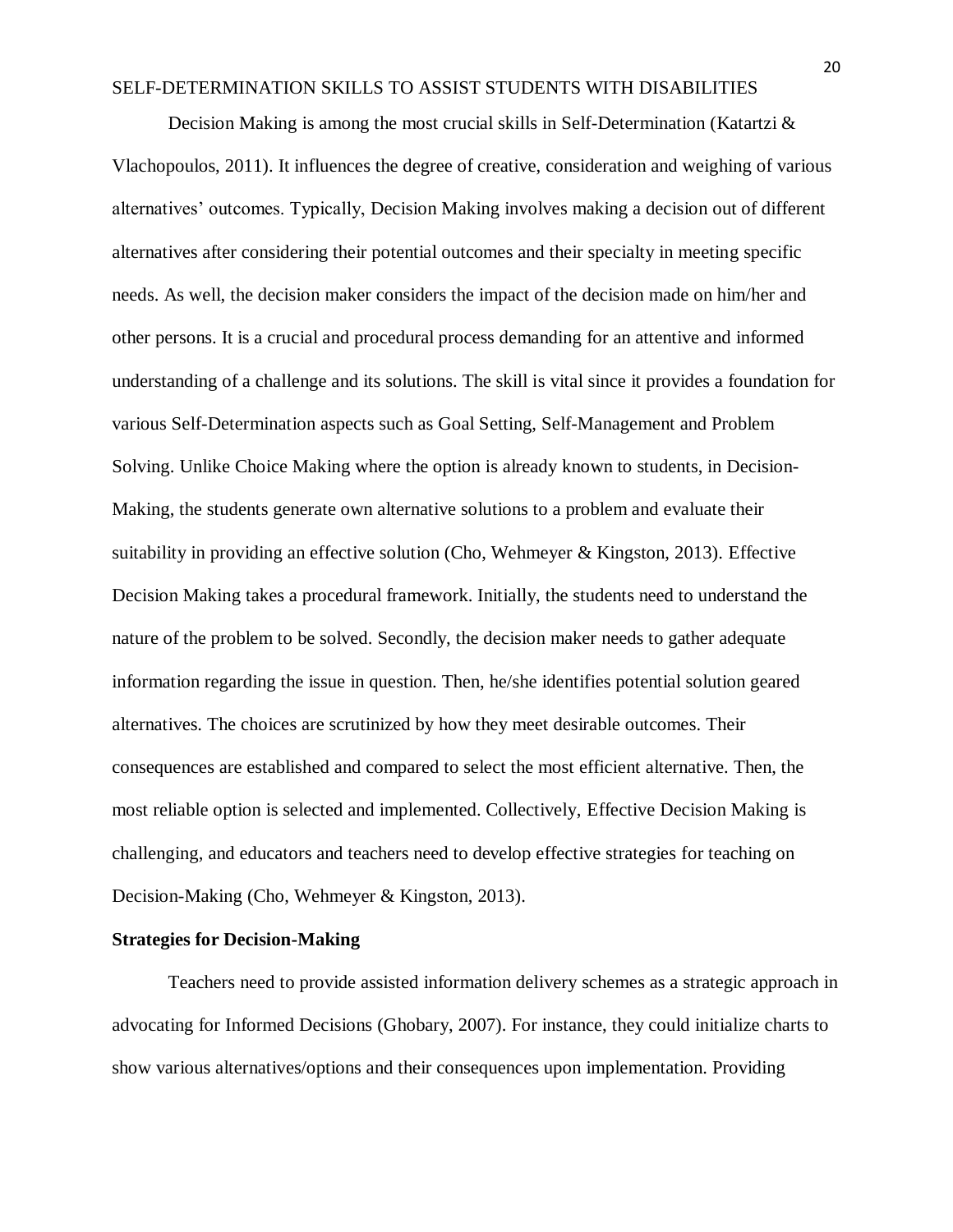Decision Making is among the most crucial skills in Self-Determination (Katartzi & Vlachopoulos, 2011). It influences the degree of creative, consideration and weighing of various alternatives' outcomes. Typically, Decision Making involves making a decision out of different alternatives after considering their potential outcomes and their specialty in meeting specific needs. As well, the decision maker considers the impact of the decision made on him/her and other persons. It is a crucial and procedural process demanding for an attentive and informed understanding of a challenge and its solutions. The skill is vital since it provides a foundation for various Self-Determination aspects such as Goal Setting, Self-Management and Problem Solving. Unlike Choice Making where the option is already known to students, in Decision-Making, the students generate own alternative solutions to a problem and evaluate their suitability in providing an effective solution (Cho, Wehmeyer & Kingston, 2013). Effective Decision Making takes a procedural framework. Initially, the students need to understand the nature of the problem to be solved. Secondly, the decision maker needs to gather adequate information regarding the issue in question. Then, he/she identifies potential solution geared alternatives. The choices are scrutinized by how they meet desirable outcomes. Their consequences are established and compared to select the most efficient alternative. Then, the most reliable option is selected and implemented. Collectively, Effective Decision Making is challenging, and educators and teachers need to develop effective strategies for teaching on Decision-Making (Cho, Wehmeyer & Kingston, 2013).

**Strategies for Decision-Making**

Teachers need to provide assisted information delivery schemes as a strategic approach in advocating for Informed Decisions (Ghobary, 2007). For instance, they could initialize charts to show various alternatives/options and their consequences upon implementation. Providing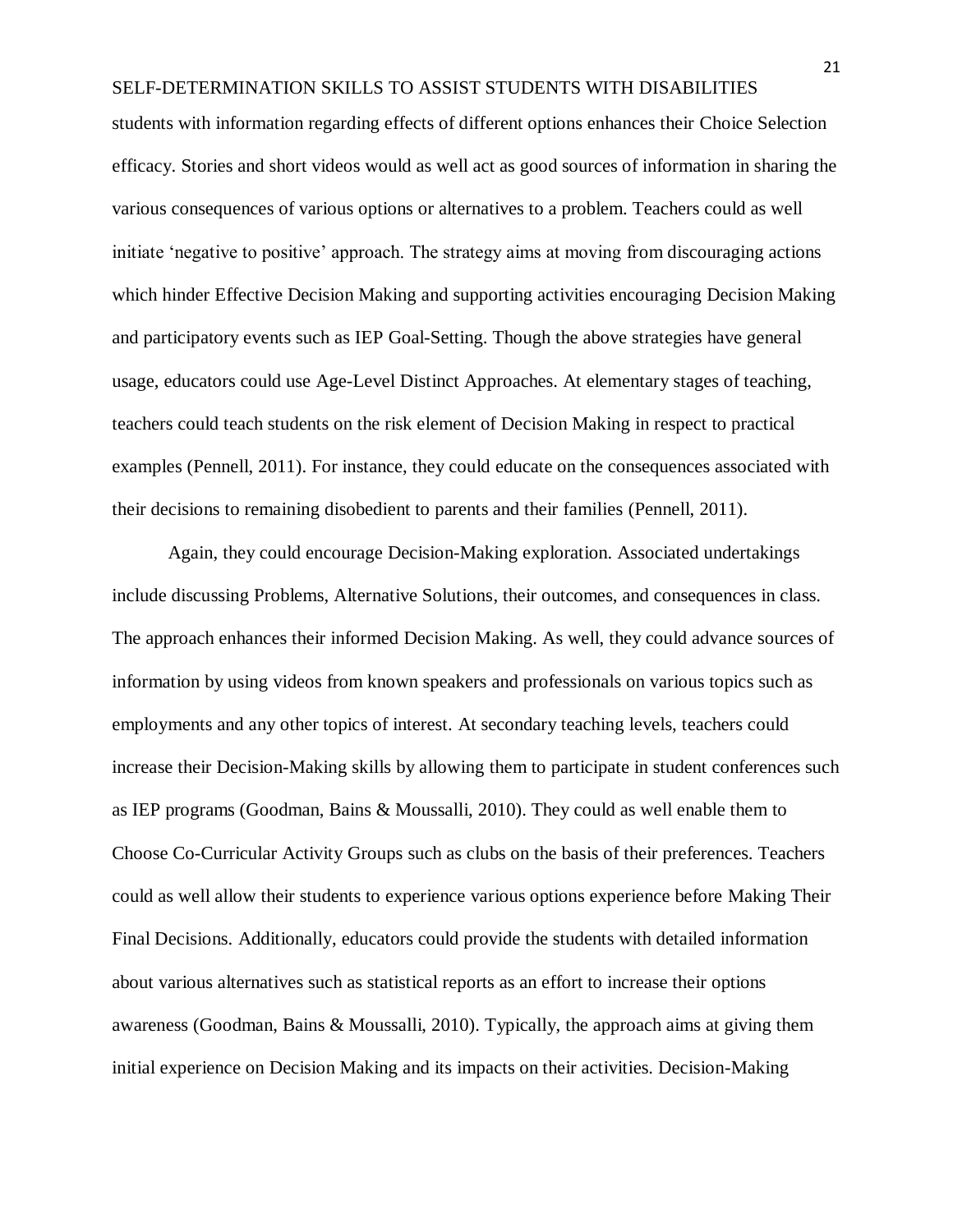students with information regarding effects of different options enhances their Choice Selection efficacy. Stories and short videos would as well act as good sources of information in sharing the various consequences of various options or alternatives to a problem. Teachers could as well initiate 'negative to positive' approach. The strategy aims at moving from discouraging actions which hinder Effective Decision Making and supporting activities encouraging Decision Making and participatory events such as IEP Goal-Setting. Though the above strategies have general usage, educators could use Age-Level Distinct Approaches. At elementary stages of teaching, teachers could teach students on the risk element of Decision Making in respect to practical examples (Pennell, 2011). For instance, they could educate on the consequences associated with their decisions to remaining disobedient to parents and their families (Pennell, 2011).

Again, they could encourage Decision-Making exploration. Associated undertakings include discussing Problems, Alternative Solutions, their outcomes, and consequences in class. The approach enhances their informed Decision Making. As well, they could advance sources of information by using videos from known speakers and professionals on various topics such as employments and any other topics of interest. At secondary teaching levels, teachers could increase their Decision-Making skills by allowing them to participate in student conferences such as IEP programs (Goodman, Bains & Moussalli, 2010). They could as well enable them to Choose Co-Curricular Activity Groups such as clubs on the basis of their preferences. Teachers could as well allow their students to experience various options experience before Making Their Final Decisions. Additionally, educators could provide the students with detailed information about various alternatives such as statistical reports as an effort to increase their options awareness (Goodman, Bains & Moussalli, 2010). Typically, the approach aims at giving them initial experience on Decision Making and its impacts on their activities. Decision-Making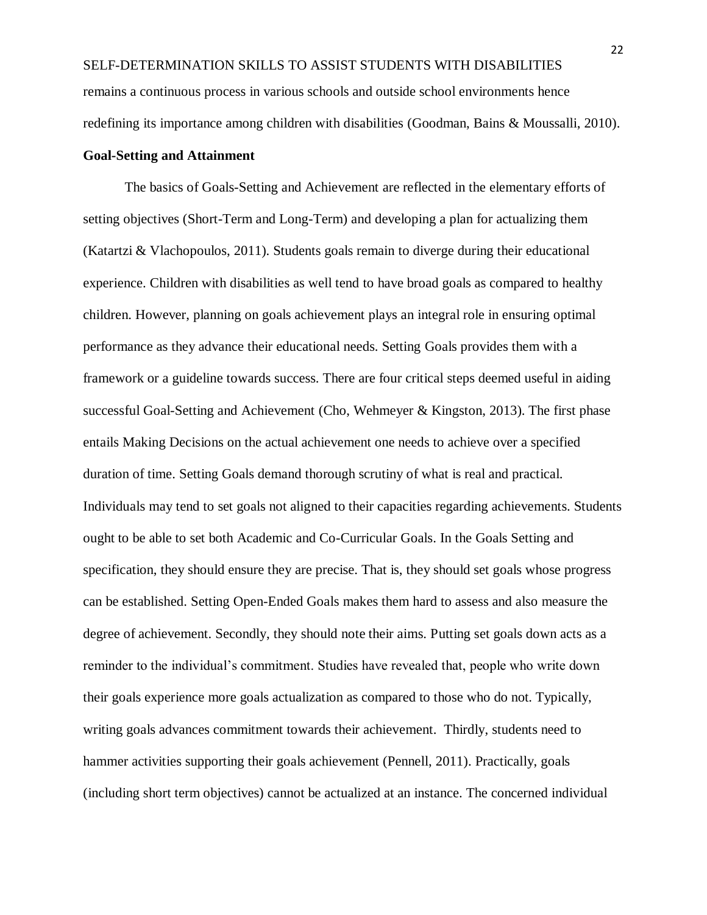remains a continuous process in various schools and outside school environments hence redefining its importance among children with disabilities (Goodman, Bains & Moussalli, 2010).

**Goal-Setting and Attainment**

The basics of Goals-Setting and Achievement are reflected in the elementary efforts of setting objectives (Short-Term and Long-Term) and developing a plan for actualizing them (Katartzi & Vlachopoulos, 2011). Students goals remain to diverge during their educational experience. Children with disabilities as well tend to have broad goals as compared to healthy children. However, planning on goals achievement plays an integral role in ensuring optimal performance as they advance their educational needs. Setting Goals provides them with a framework or a guideline towards success. There are four critical steps deemed useful in aiding successful Goal-Setting and Achievement (Cho, Wehmeyer & Kingston, 2013). The first phase entails Making Decisions on the actual achievement one needs to achieve over a specified duration of time. Setting Goals demand thorough scrutiny of what is real and practical. Individuals may tend to set goals not aligned to their capacities regarding achievements. Students ought to be able to set both Academic and Co-Curricular Goals. In the Goals Setting and specification, they should ensure they are precise. That is, they should set goals whose progress can be established. Setting Open-Ended Goals makes them hard to assess and also measure the degree of achievement. Secondly, they should note their aims. Putting set goals down acts as a reminder to the individual's commitment. Studies have revealed that, people who write down their goals experience more goals actualization as compared to those who do not. Typically, writing goals advances commitment towards their achievement. Thirdly, students need to hammer activities supporting their goals achievement (Pennell, 2011). Practically, goals (including short term objectives) cannot be actualized at an instance. The concerned individual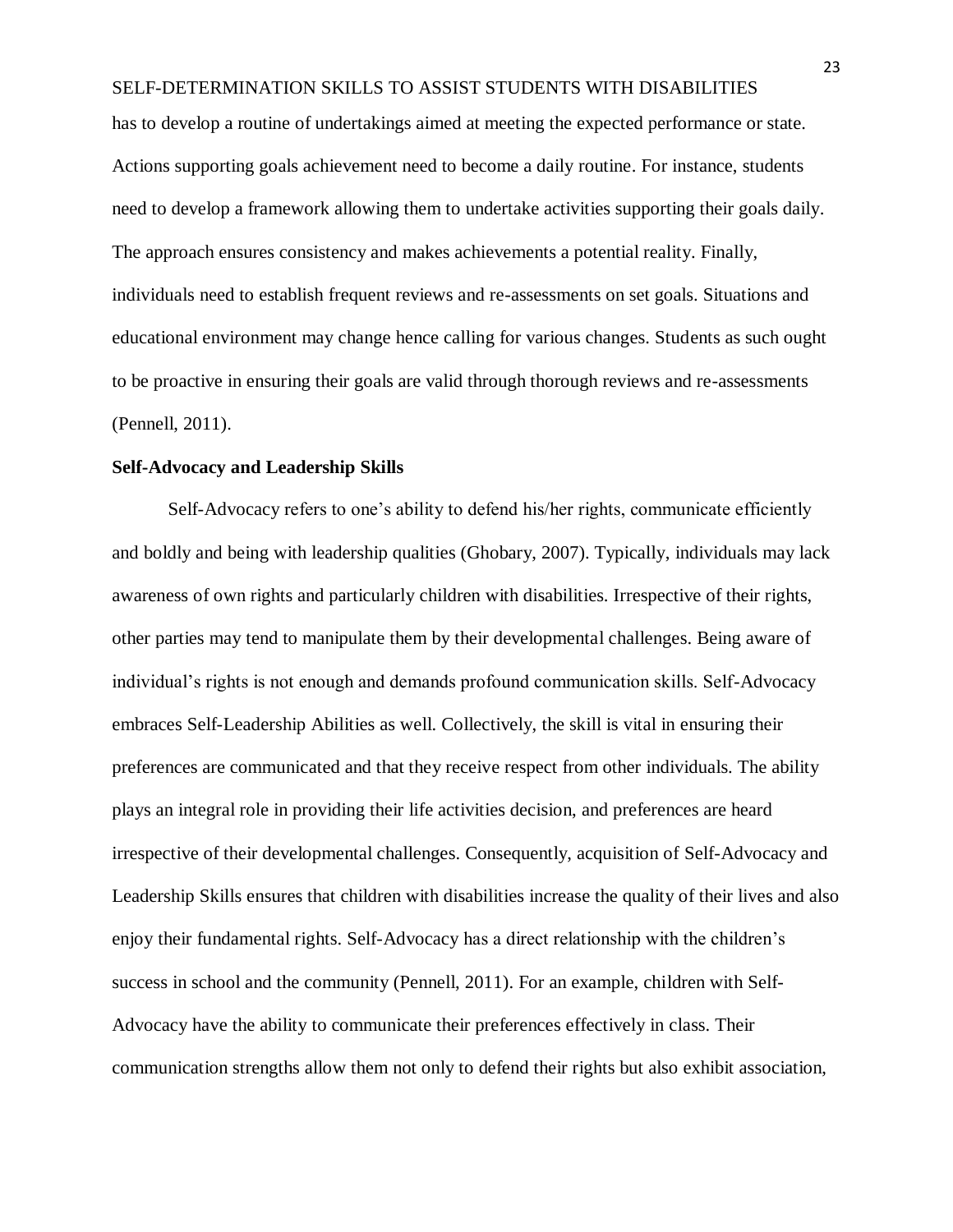has to develop a routine of undertakings aimed at meeting the expected performance or state. Actions supporting goals achievement need to become a daily routine. For instance, students need to develop a framework allowing them to undertake activities supporting their goals daily. The approach ensures consistency and makes achievements a potential reality. Finally, individuals need to establish frequent reviews and re-assessments on set goals. Situations and educational environment may change hence calling for various changes. Students as such ought to be proactive in ensuring their goals are valid through thorough reviews and re-assessments (Pennell, 2011).

**Self-Advocacy and Leadership Skills**

Self-Advocacy refers to one's ability to defend his/her rights, communicate efficiently and boldly and being with leadership qualities (Ghobary, 2007). Typically, individuals may lack awareness of own rights and particularly children with disabilities. Irrespective of their rights, other parties may tend to manipulate them by their developmental challenges. Being aware of individual's rights is not enough and demands profound communication skills. Self-Advocacy embraces Self-Leadership Abilities as well. Collectively, the skill is vital in ensuring their preferences are communicated and that they receive respect from other individuals. The ability plays an integral role in providing their life activities decision, and preferences are heard irrespective of their developmental challenges. Consequently, acquisition of Self-Advocacy and Leadership Skills ensures that children with disabilities increase the quality of their lives and also enjoy their fundamental rights. Self-Advocacy has a direct relationship with the children's success in school and the community (Pennell, 2011). For an example, children with Self-Advocacy have the ability to communicate their preferences effectively in class. Their communication strengths allow them not only to defend their rights but also exhibit association,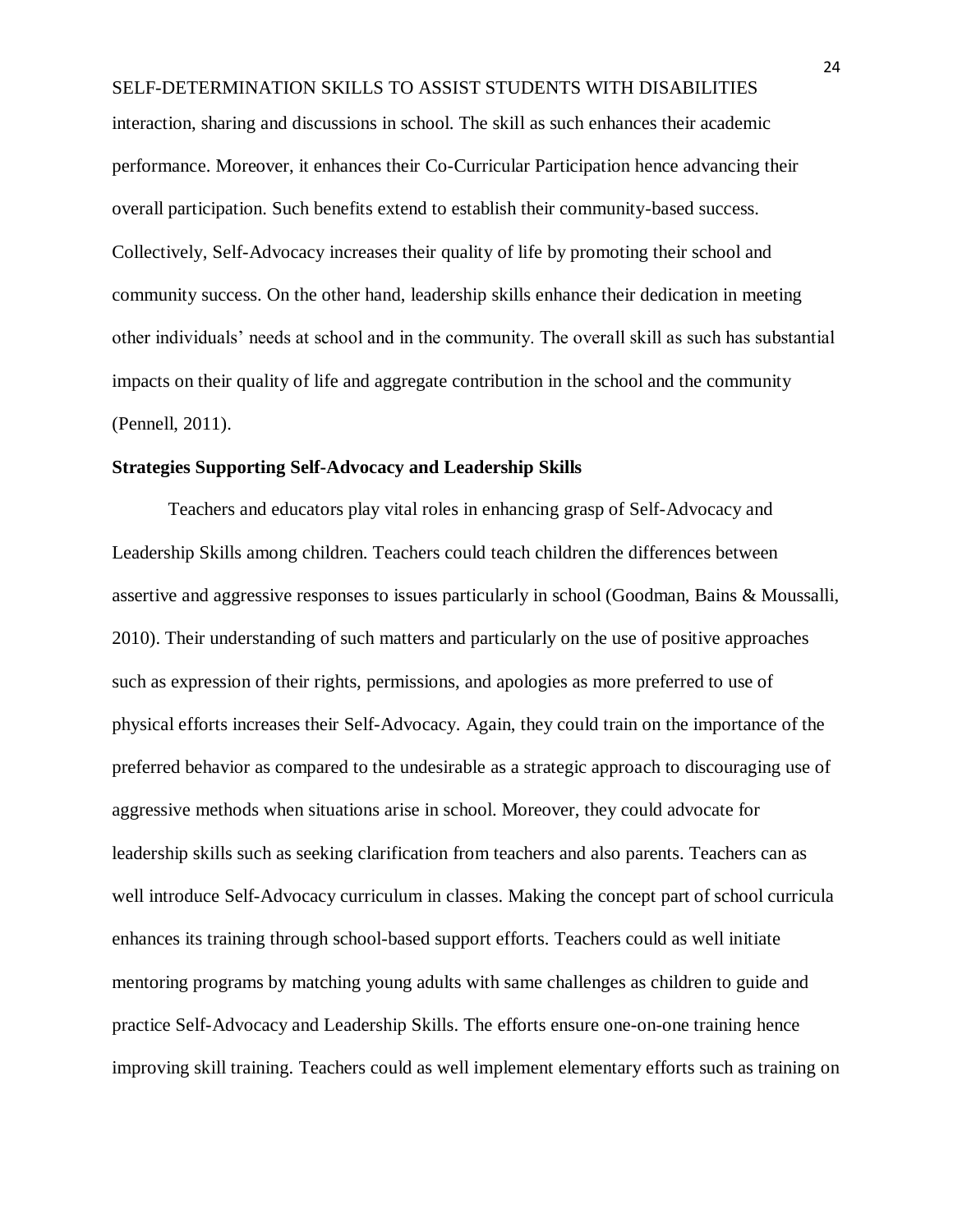interaction, sharing and discussions in school. The skill as such enhances their academic performance. Moreover, it enhances their Co-Curricular Participation hence advancing their overall participation. Such benefits extend to establish their community-based success. Collectively, Self-Advocacy increases their quality of life by promoting their school and community success. On the other hand, leadership skills enhance their dedication in meeting other individuals' needs at school and in the community. The overall skill as such has substantial impacts on their quality of life and aggregate contribution in the school and the community (Pennell, 2011).

**Strategies Supporting Self-Advocacy and Leadership Skills**

Teachers and educators play vital roles in enhancing grasp of Self-Advocacy and Leadership Skills among children. Teachers could teach children the differences between assertive and aggressive responses to issues particularly in school (Goodman, Bains & Moussalli, 2010). Their understanding of such matters and particularly on the use of positive approaches such as expression of their rights, permissions, and apologies as more preferred to use of physical efforts increases their Self-Advocacy. Again, they could train on the importance of the preferred behavior as compared to the undesirable as a strategic approach to discouraging use of aggressive methods when situations arise in school. Moreover, they could advocate for leadership skills such as seeking clarification from teachers and also parents. Teachers can as well introduce Self-Advocacy curriculum in classes. Making the concept part of school curricula enhances its training through school-based support efforts. Teachers could as well initiate mentoring programs by matching young adults with same challenges as children to guide and practice Self-Advocacy and Leadership Skills. The efforts ensure one-on-one training hence improving skill training. Teachers could as well implement elementary efforts such as training on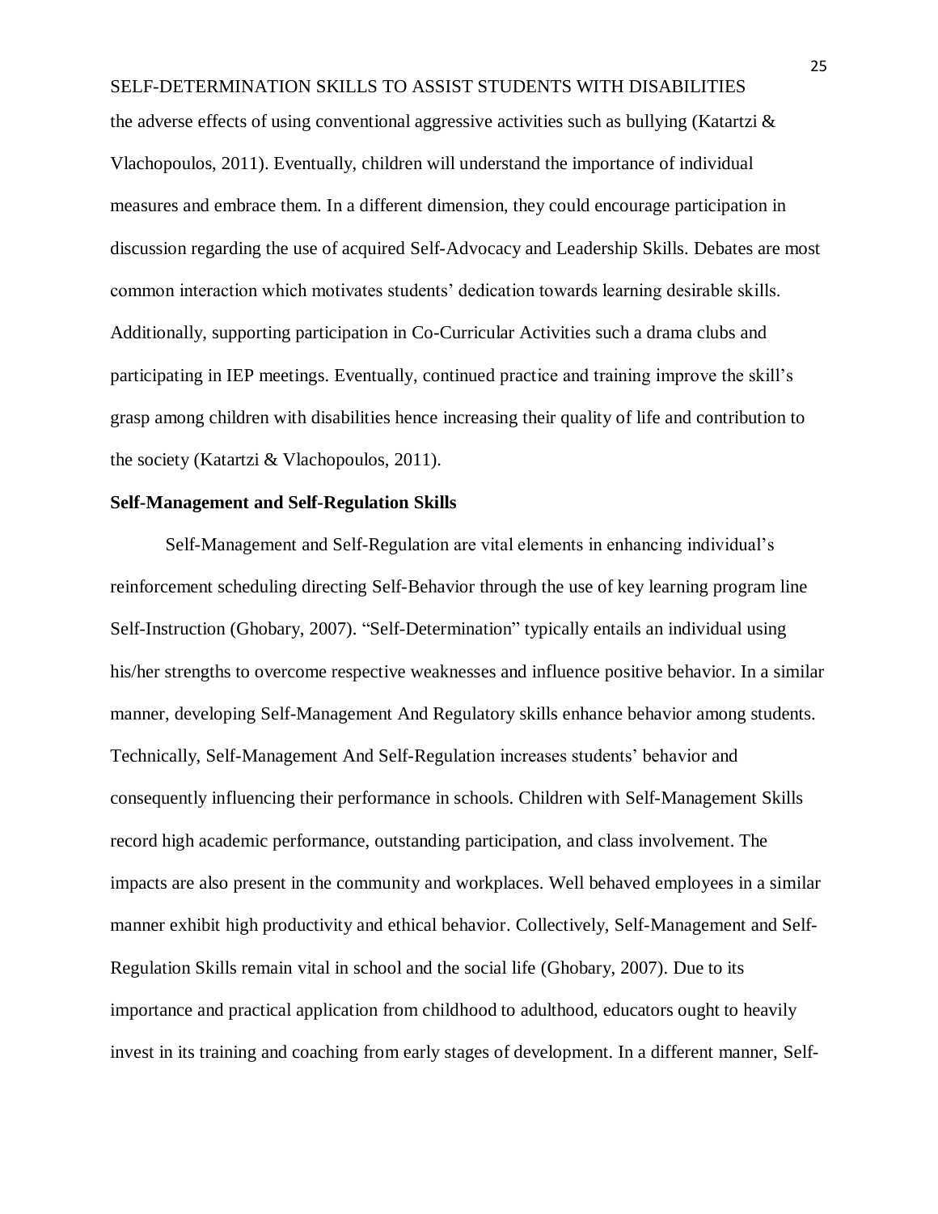the adverse effects of using conventional aggressive activities such as bullying (Katartzi & Vlachopoulos, 2011). Eventually, children will understand the importance of individual measures and embrace them. In a different dimension, they could encourage participation in discussion regarding the use of acquired Self-Advocacy and Leadership Skills. Debates are most common interaction which motivates students' dedication towards learning desirable skills. Additionally, supporting participation in Co-Curricular Activities such a drama clubs and participating in IEP meetings. Eventually, continued practice and training improve the skill's grasp among children with disabilities hence increasing their quality of life and contribution to the society (Katartzi & Vlachopoulos, 2011).

**Self-Management and Self-Regulation Skills**

Self-Management and Self-Regulation are vital elements in enhancing individual's reinforcement scheduling directing Self-Behavior through the use of key learning program line Self-Instruction (Ghobary, 2007). "Self-Determination" typically entails an individual using his/her strengths to overcome respective weaknesses and influence positive behavior. In a similar manner, developing Self-Management And Regulatory skills enhance behavior among students. Technically, Self-Management And Self-Regulation increases students' behavior and consequently influencing their performance in schools. Children with Self-Management Skills record high academic performance, outstanding participation, and class involvement. The impacts are also present in the community and workplaces. Well behaved employees in a similar manner exhibit high productivity and ethical behavior. Collectively, Self-Management and Self-Regulation Skills remain vital in school and the social life (Ghobary, 2007). Due to its importance and practical application from childhood to adulthood, educators ought to heavily invest in its training and coaching from early stages of development. In a different manner, Self-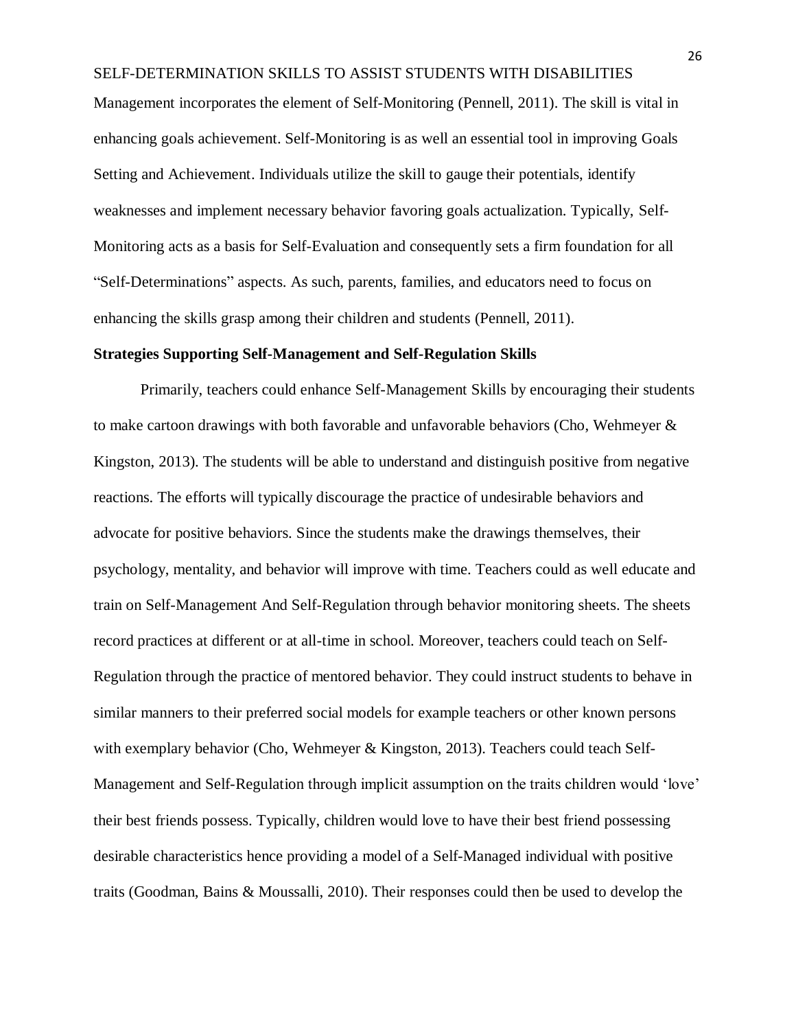Management incorporates the element of Self-Monitoring (Pennell, 2011). The skill is vital in enhancing goals achievement. Self-Monitoring is as well an essential tool in improving Goals Setting and Achievement. Individuals utilize the skill to gauge their potentials, identify weaknesses and implement necessary behavior favoring goals actualization. Typically, Self-Monitoring acts as a basis for Self-Evaluation and consequently sets a firm foundation for all "Self-Determinations" aspects. As such, parents, families, and educators need to focus on enhancing the skills grasp among their children and students (Pennell, 2011).

**Strategies Supporting Self-Management and Self-Regulation Skills**

Primarily, teachers could enhance Self-Management Skills by encouraging their students to make cartoon drawings with both favorable and unfavorable behaviors (Cho, Wehmeyer & Kingston, 2013). The students will be able to understand and distinguish positive from negative reactions. The efforts will typically discourage the practice of undesirable behaviors and advocate for positive behaviors. Since the students make the drawings themselves, their psychology, mentality, and behavior will improve with time. Teachers could as well educate and train on Self-Management And Self-Regulation through behavior monitoring sheets. The sheets record practices at different or at all-time in school. Moreover, teachers could teach on Self-Regulation through the practice of mentored behavior. They could instruct students to behave in similar manners to their preferred social models for example teachers or other known persons with exemplary behavior (Cho, Wehmeyer & Kingston, 2013). Teachers could teach Self-Management and Self-Regulation through implicit assumption on the traits children would 'love' their best friends possess. Typically, children would love to have their best friend possessing desirable characteristics hence providing a model of a Self-Managed individual with positive traits (Goodman, Bains & Moussalli, 2010). Their responses could then be used to develop the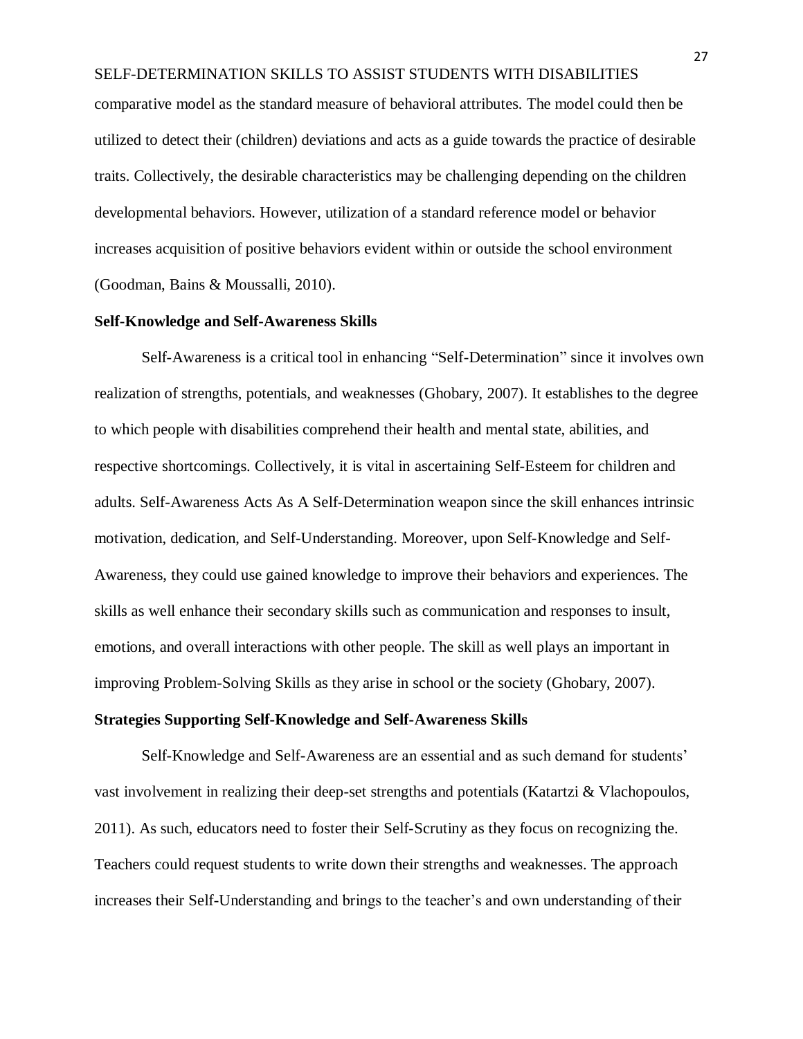comparative model as the standard measure of behavioral attributes. The model could then be utilized to detect their (children) deviations and acts as a guide towards the practice of desirable traits. Collectively, the desirable characteristics may be challenging depending on the children developmental behaviors. However, utilization of a standard reference model or behavior increases acquisition of positive behaviors evident within or outside the school environment (Goodman, Bains & Moussalli, 2010).

**Self-Knowledge and Self-Awareness Skills**

Self-Awareness is a critical tool in enhancing "Self-Determination" since it involves own realization of strengths, potentials, and weaknesses (Ghobary, 2007). It establishes to the degree to which people with disabilities comprehend their health and mental state, abilities, and respective shortcomings. Collectively, it is vital in ascertaining Self-Esteem for children and adults. Self-Awareness Acts As A Self-Determination weapon since the skill enhances intrinsic motivation, dedication, and Self-Understanding. Moreover, upon Self-Knowledge and Self-Awareness, they could use gained knowledge to improve their behaviors and experiences. The skills as well enhance their secondary skills such as communication and responses to insult, emotions, and overall interactions with other people. The skill as well plays an important in improving Problem-Solving Skills as they arise in school or the society (Ghobary, 2007).

**Strategies Supporting Self-Knowledge and Self-Awareness Skills**

Self-Knowledge and Self-Awareness are an essential and as such demand for students' vast involvement in realizing their deep-set strengths and potentials (Katartzi & Vlachopoulos, 2011). As such, educators need to foster their Self-Scrutiny as they focus on recognizing the. Teachers could request students to write down their strengths and weaknesses. The approach increases their Self-Understanding and brings to the teacher's and own understanding of their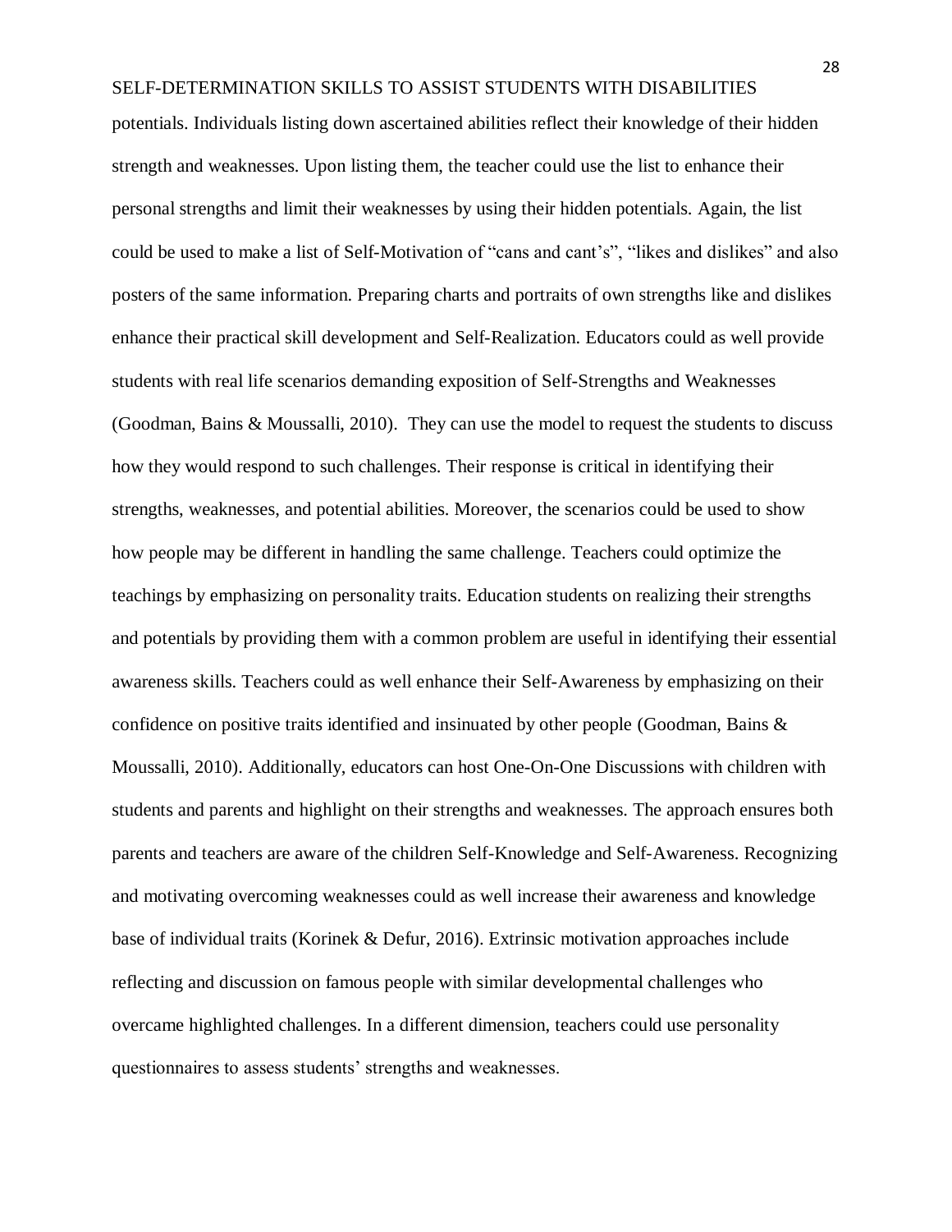potentials. Individuals listing down ascertained abilities reflect their knowledge of their hidden strength and weaknesses. Upon listing them, the teacher could use the list to enhance their personal strengths and limit their weaknesses by using their hidden potentials. Again, the list could be used to make a list of Self-Motivation of "cans and cant's", "likes and dislikes" and also posters of the same information. Preparing charts and portraits of own strengths like and dislikes enhance their practical skill development and Self-Realization. Educators could as well provide students with real life scenarios demanding exposition of Self-Strengths and Weaknesses (Goodman, Bains & Moussalli, 2010). They can use the model to request the students to discuss how they would respond to such challenges. Their response is critical in identifying their strengths, weaknesses, and potential abilities. Moreover, the scenarios could be used to show how people may be different in handling the same challenge. Teachers could optimize the teachings by emphasizing on personality traits. Education students on realizing their strengths and potentials by providing them with a common problem are useful in identifying their essential awareness skills. Teachers could as well enhance their Self-Awareness by emphasizing on their confidence on positive traits identified and insinuated by other people (Goodman, Bains & Moussalli, 2010). Additionally, educators can host One-On-One Discussions with children with students and parents and highlight on their strengths and weaknesses. The approach ensures both parents and teachers are aware of the children Self-Knowledge and Self-Awareness. Recognizing and motivating overcoming weaknesses could as well increase their awareness and knowledge base of individual traits (Korinek & Defur, 2016). Extrinsic motivation approaches include reflecting and discussion on famous people with similar developmental challenges who overcame highlighted challenges. In a different dimension, teachers could use personality questionnaires to assess students' strengths and weaknesses.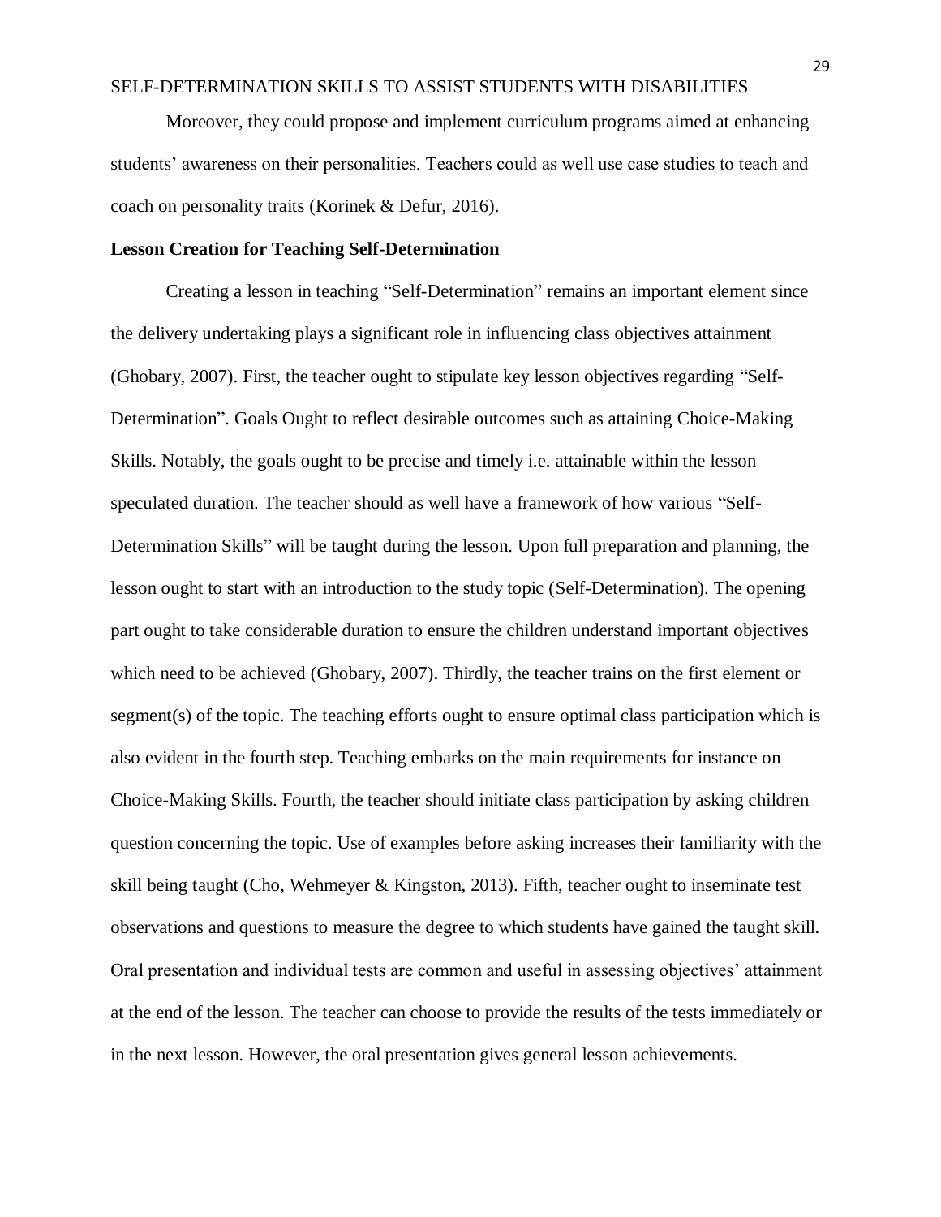Moreover, they could propose and implement curriculum programs aimed at enhancing students' awareness on their personalities. Teachers could as well use case studies to teach and coach on personality traits (Korinek & Defur, 2016).

**Lesson Creation for Teaching Self-Determination**

Creating a lesson in teaching "Self-Determination" remains an important element since the delivery undertaking plays a significant role in influencing class objectives attainment (Ghobary, 2007). First, the teacher ought to stipulate key lesson objectives regarding "Self-Determination". Goals Ought to reflect desirable outcomes such as attaining Choice-Making Skills. Notably, the goals ought to be precise and timely i.e. attainable within the lesson speculated duration. The teacher should as well have a framework of how various "Self-Determination Skills" will be taught during the lesson. Upon full preparation and planning, the lesson ought to start with an introduction to the study topic (Self-Determination). The opening part ought to take considerable duration to ensure the children understand important objectives which need to be achieved (Ghobary, 2007). Thirdly, the teacher trains on the first element or segment(s) of the topic. The teaching efforts ought to ensure optimal class participation which is also evident in the fourth step. Teaching embarks on the main requirements for instance on Choice-Making Skills. Fourth, the teacher should initiate class participation by asking children question concerning the topic. Use of examples before asking increases their familiarity with the skill being taught (Cho, Wehmeyer & Kingston, 2013). Fifth, teacher ought to inseminate test observations and questions to measure the degree to which students have gained the taught skill. Oral presentation and individual tests are common and useful in assessing objectives' attainment at the end of the lesson. The teacher can choose to provide the results of the tests immediately or in the next lesson. However, the oral presentation gives general lesson achievements.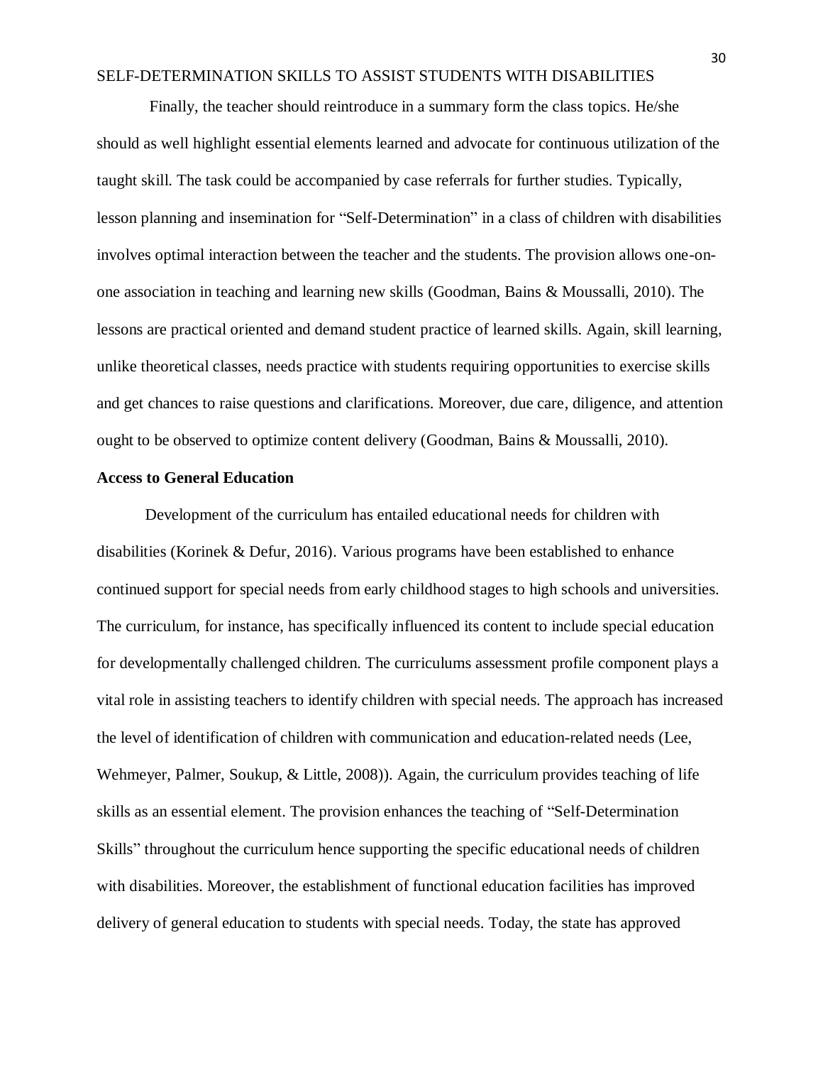Finally, the teacher should reintroduce in a summary form the class topics. He/she should as well highlight essential elements learned and advocate for continuous utilization of the taught skill. The task could be accompanied by case referrals for further studies. Typically, lesson planning and insemination for "Self-Determination" in a class of children with disabilities involves optimal interaction between the teacher and the students. The provision allows one-on-one association in teaching and learning new skills (Goodman, Bains & Moussalli, 2010). The lessons are practical oriented and demand student practice of learned skills. Again, skill learning, unlike theoretical classes, needs practice with students requiring opportunities to exercise skills and get chances to raise questions and clarifications. Moreover, due care, diligence, and attention ought to be observed to optimize content delivery (Goodman, Bains & Moussalli, 2010).

**Access to General Education**

Development of the curriculum has entailed educational needs for children with disabilities (Korinek & Defur, 2016). Various programs have been established to enhance continued support for special needs from early childhood stages to high schools and universities. The curriculum, for instance, has specifically influenced its content to include special education for developmentally challenged children. The curriculums assessment profile component plays a vital role in assisting teachers to identify children with special needs. The approach has increased the level of identification of children with communication and education-related needs (Lee, Wehmeyer, Palmer, Soukup, & Little, 2008)). Again, the curriculum provides teaching of life skills as an essential element. The provision enhances the teaching of "Self-Determination Skills" throughout the curriculum hence supporting the specific educational needs of children with disabilities. Moreover, the establishment of functional education facilities has improved delivery of general education to students with special needs. Today, the state has approved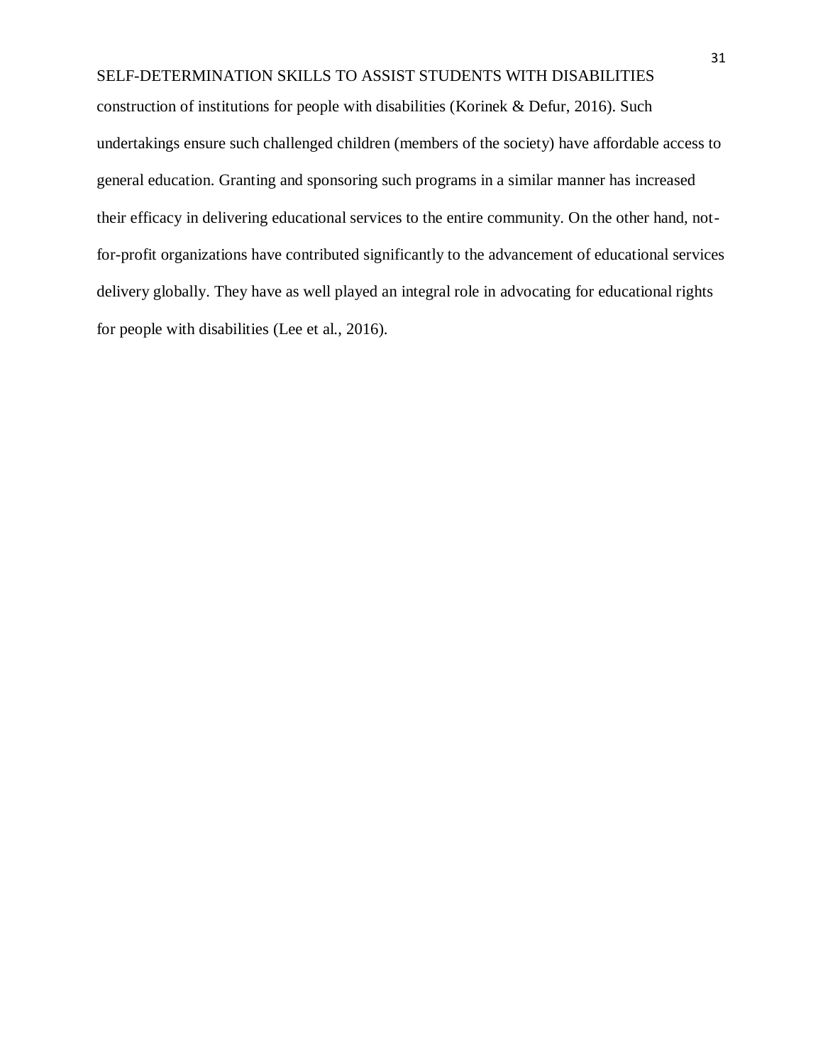construction of institutions for people with disabilities (Korinek & Defur, 2016). Such undertakings ensure such challenged children (members of the society) have affordable access to general education. Granting and sponsoring such programs in a similar manner has increased their efficacy in delivering educational services to the entire community. On the other hand, not-for-profit organizations have contributed significantly to the advancement of educational services delivery globally. They have as well played an integral role in advocating for educational rights for people with disabilities (Lee et al., 2016).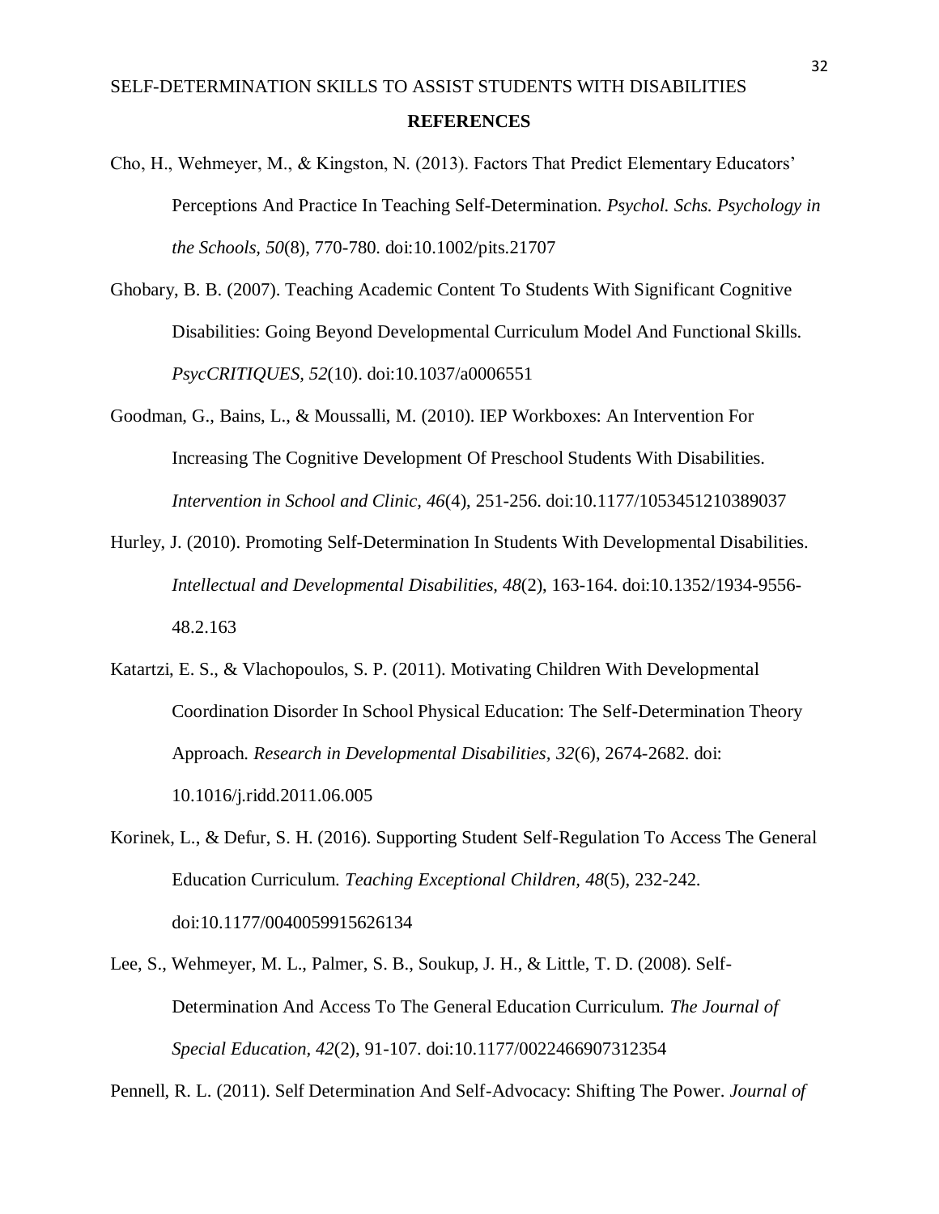**REFERENCES**

Cho, H., Wehmeyer, M., & Kingston, N. (2013). Factors That Predict Elementary Educators' Perceptions And Practice In Teaching Self-Determination. *Psychol. Schs. Psychology in the Schools, 50*(8), 770-780. doi:10.1002/pits.21707

Ghobary, B. B. (2007). Teaching Academic Content To Students With Significant Cognitive Disabilities: Going Beyond Developmental Curriculum Model And Functional Skills. *PsycCRITIQUES, 52*(10). doi:10.1037/a0006551

Goodman, G., Bains, L., & Moussalli, M. (2010). IEP Workboxes: An Intervention For Increasing The Cognitive Development Of Preschool Students With Disabilities. *Intervention in School and Clinic, 46*(4), 251-256. doi:10.1177/1053451210389037

Hurley, J. (2010). Promoting Self-Determination In Students With Developmental Disabilities. *Intellectual and Developmental Disabilities, 48*(2), 163-164. doi:10.1352/1934-9556-48.2.163

Katartzi, E. S., & Vlachopoulos, S. P. (2011). Motivating Children With Developmental Coordination Disorder In School Physical Education: The Self-Determination Theory Approach. *Research in Developmental Disabilities, 32*(6), 2674-2682. doi: 10.1016/j.ridd.2011.06.005

Korinek, L., & Defur, S. H. (2016). Supporting Student Self-Regulation To Access The General Education Curriculum. *Teaching Exceptional Children, 48*(5), 232-242. doi:10.1177/0040059915626134

Lee, S., Wehmeyer, M. L., Palmer, S. B., Soukup, J. H., & Little, T. D. (2008). Self-Determination And Access To The General Education Curriculum. *The Journal of Special Education, 42*(2), 91-107. doi:10.1177/0022466907312354

Pennell, R. L. (2011). Self Determination And Self-Advocacy: Shifting The Power. *Journal of*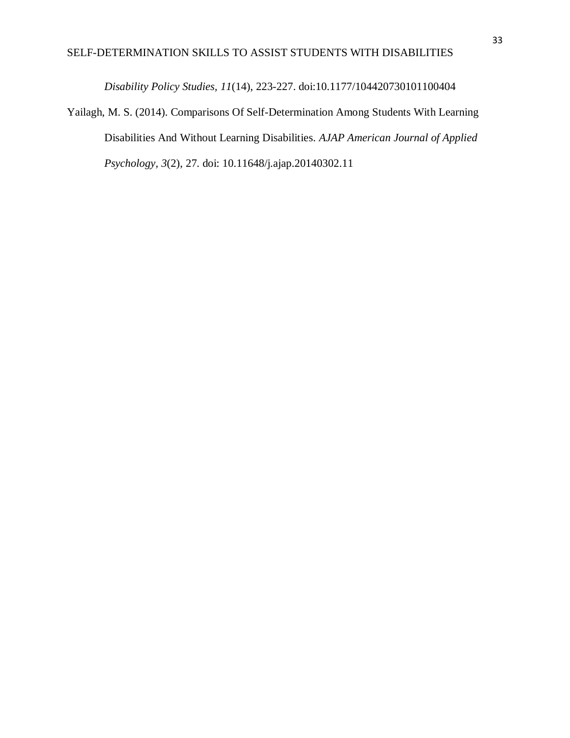*Disability Policy Studies, 11*(14), 223-227. doi:10.1177/104420730101100404

Yailagh, M. S. (2014). Comparisons Of Self-Determination Among Students With Learning Disabilities And Without Learning Disabilities. *AJAP American Journal of Applied Psychology, 3*(2), 27. doi: 10.11648/j.ajap.20140302.11